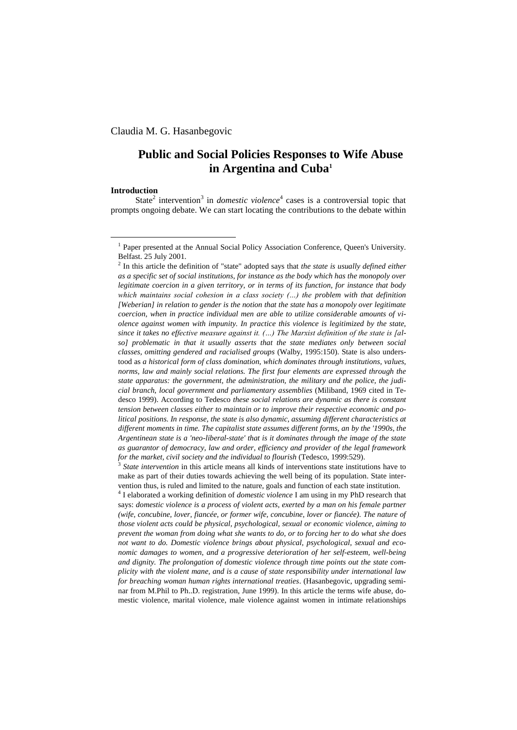Claudia M. G. Hasanbegovic

# Public and Social Policies Responses to Wife Abuse in Argentina and Cuba[1]

## Introduction

State[2] intervention[3] in *domestic violence*[4] cases is a controversial topic that prompts ongoing debate. We can start locating the contributions to the debate within

---

[1] Paper presented at the Annual Social Policy Association Conference, Queen's University. Belfast. 25 July 2001.

[2] In this article the definition of "state" adopted says that *the state is usually defined either as a specific set of social institutions, for instance as the body which has the monopoly over legitimate coercion in a given territory, or in terms of its function, for instance that body which maintains social cohesion in a class society (…) the problem with that definition [Weberian] in relation to gender is the notion that the state has a monopoly over legitimate coercion, when in practice individual men are able to utilize considerable amounts of violence against women with impunity. In practice this violence is legitimized by the state, since it takes no effective measure against it. (…) The Marxist definition of the state is [also] problematic in that it usually asserts that the state mediates only between social classes, omitting gendered and racialised groups* (Walby, 1995:150). State is also understood as *a historical form of class domination, which dominates through institutions, values, norms, law and mainly social relations. The first four elements are expressed through the state apparatus: the government, the administration, the military and the police, the judicial branch, local government and parliamentary assemblies* (Miliband, 1969 cited in Tedesco 1999). According to Tedesco *these social relations are dynamic as there is constant tension between classes either to maintain or to improve their respective economic and political positions. In response, the state is also dynamic, assuming different characteristics at different moments in time. The capitalist state assumes different forms, an by the '1990s, the Argentinean state is a 'neo-liberal-state' that is it dominates through the image of the state as guarantor of democracy, law and order, efficiency and provider of the legal framework for the market, civil society and the individual to flourish* (Tedesco, 1999:529).

[3] *State intervention* in this article means all kinds of interventions state institutions have to make as part of their duties towards achieving the well being of its population. State intervention thus, is ruled and limited to the nature, goals and function of each state institution.

[4] I elaborated a working definition of *domestic violence* I am using in my PhD research that says: *domestic violence is a process of violent acts, exerted by a man on his female partner (wife, concubine, lover, fiancée, or former wife, concubine, lover or fiancée). The nature of those violent acts could be physical, psychological, sexual or economic violence, aiming to prevent the woman from doing what she wants to do, or to forcing her to do what she does not want to do. Domestic violence brings about physical, psychological, sexual and economic damages to women, and a progressive deterioration of her self-esteem, well-being and dignity. The prolongation of domestic violence through time points out the state complicity with the violent mane, and is a cause of state responsibility under international law for breaching woman human rights international treaties*. (Hasanbegovic, upgrading seminar from M.Phil to Ph..D. registration, June 1999). In this article the terms wife abuse, domestic violence, marital violence, male violence against women in intimate relationships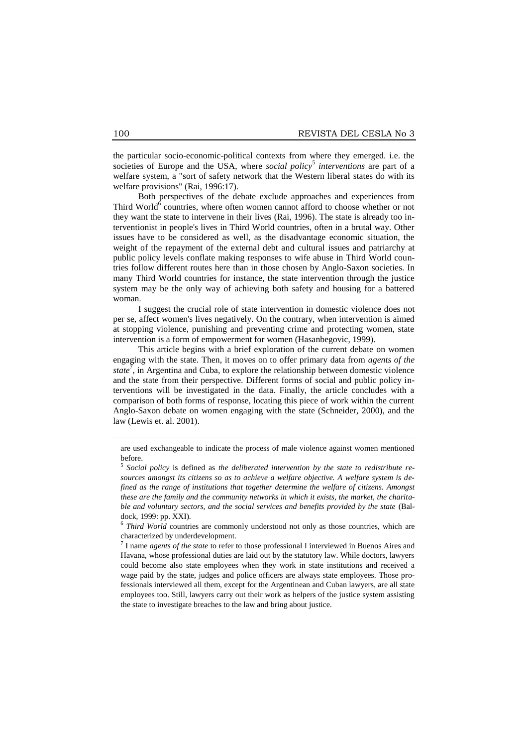the particular socio-economic-political contexts from where they emerged. i.e. the societies of Europe and the USA, where *social policy*[5] *interventions* are part of a welfare system, a "sort of safety network that the Western liberal states do with its welfare provisions" (Rai, 1996:17).

Both perspectives of the debate exclude approaches and experiences from Third World[6] countries, where often women cannot afford to choose whether or not they want the state to intervene in their lives (Rai, 1996). The state is already too interventionist in people's lives in Third World countries, often in a brutal way. Other issues have to be considered as well, as the disadvantage economic situation, the weight of the repayment of the external debt and cultural issues and patriarchy at public policy levels conflate making responses to wife abuse in Third World countries follow different routes here than in those chosen by Anglo-Saxon societies. In many Third World countries for instance, the state intervention through the justice system may be the only way of achieving both safety and housing for a battered woman.

I suggest the crucial role of state intervention in domestic violence does not per se, affect women's lives negatively. On the contrary, when intervention is aimed at stopping violence, punishing and preventing crime and protecting women, state intervention is a form of empowerment for women (Hasanbegovic, 1999).

This article begins with a brief exploration of the current debate on women engaging with the state. Then, it moves on to offer primary data from *agents of the state*[7], in Argentina and Cuba, to explore the relationship between domestic violence and the state from their perspective. Different forms of social and public policy interventions will be investigated in the data. Finally, the article concludes with a comparison of both forms of response, locating this piece of work within the current Anglo-Saxon debate on women engaging with the state (Schneider, 2000), and the law (Lewis et. al. 2001).

---

are used exchangeable to indicate the process of male violence against women mentioned before.

[5] *Social policy* is defined as *the deliberated intervention by the state to redistribute resources amongst its citizens so as to achieve a welfare objective. A welfare system is defined as the range of institutions that together determine the welfare of citizens. Amongst these are the family and the community networks in which it exists, the market, the charitable and voluntary sectors, and the social services and benefits provided by the state* (Baldock, 1999: pp. XXI).

[6] *Third World* countries are commonly understood not only as those countries, which are characterized by underdevelopment.

[7] I name *agents of the state* to refer to those professional I interviewed in Buenos Aires and Havana, whose professional duties are laid out by the statutory law. While doctors, lawyers could become also state employees when they work in state institutions and received a wage paid by the state, judges and police officers are always state employees. Those professionals interviewed all them, except for the Argentinean and Cuban lawyers, are all state employees too. Still, lawyers carry out their work as helpers of the justice system assisting the state to investigate breaches to the law and bring about justice.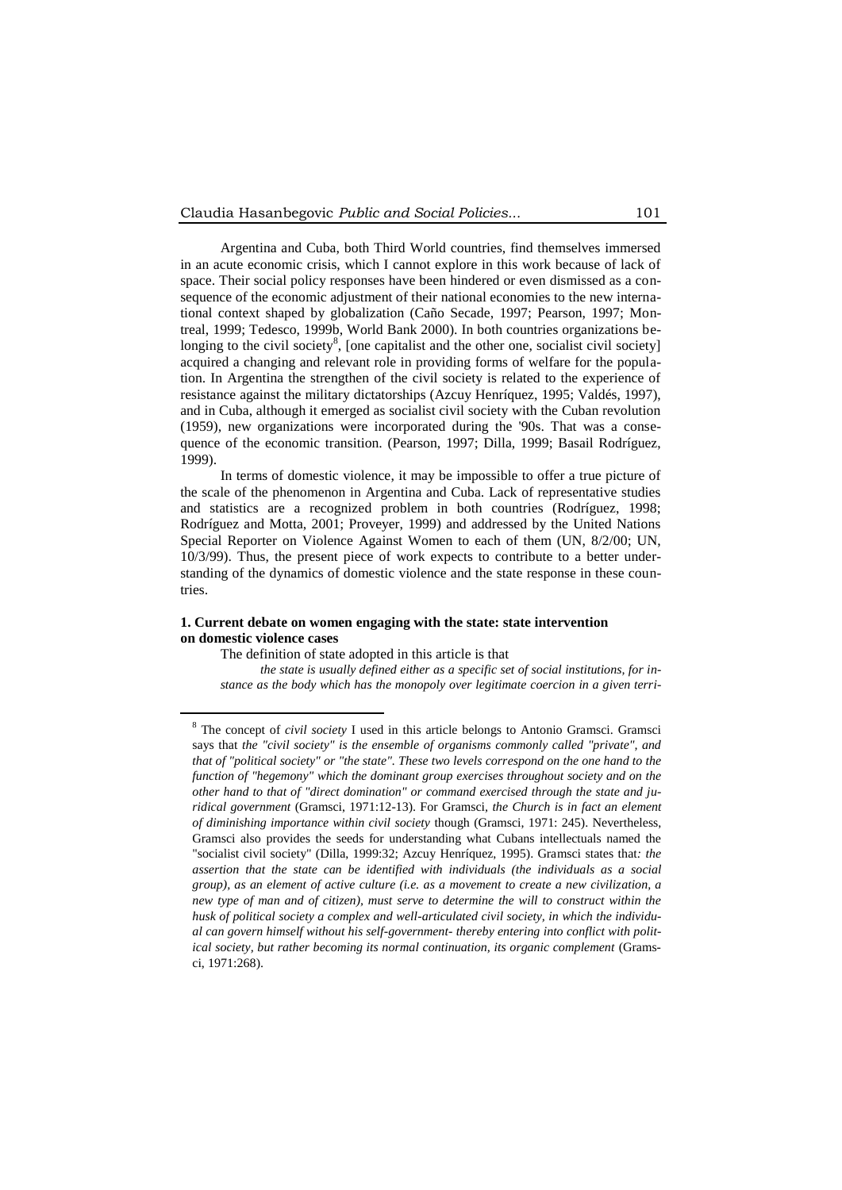Argentina and Cuba, both Third World countries, find themselves immersed in an acute economic crisis, which I cannot explore in this work because of lack of space. Their social policy responses have been hindered or even dismissed as a consequence of the economic adjustment of their national economies to the new international context shaped by globalization (Caño Secade, 1997; Pearson, 1997; Montreal, 1999; Tedesco, 1999b, World Bank 2000). In both countries organizations belonging to the civil society[8], [one capitalist and the other one, socialist civil society] acquired a changing and relevant role in providing forms of welfare for the population. In Argentina the strengthen of the civil society is related to the experience of resistance against the military dictatorships (Azcuy Henríquez, 1995; Valdés, 1997), and in Cuba, although it emerged as socialist civil society with the Cuban revolution (1959), new organizations were incorporated during the '90s. That was a consequence of the economic transition. (Pearson, 1997; Dilla, 1999; Basail Rodríguez, 1999).

In terms of domestic violence, it may be impossible to offer a true picture of the scale of the phenomenon in Argentina and Cuba. Lack of representative studies and statistics are a recognized problem in both countries (Rodríguez, 1998; Rodríguez and Motta, 2001; Proveyer, 1999) and addressed by the United Nations Special Reporter on Violence Against Women to each of them (UN, 8/2/00; UN, 10/3/99). Thus, the present piece of work expects to contribute to a better understanding of the dynamics of domestic violence and the state response in these countries.

## 1. Current debate on women engaging with the state: state intervention on domestic violence cases

The definition of state adopted in this article is that

> *the state is usually defined either as a specific set of social institutions, for instance as the body which has the monopoly over legitimate coercion in a given terri-*

---

[8] The concept of *civil society* I used in this article belongs to Antonio Gramsci. Gramsci says that *the "civil society" is the ensemble of organisms commonly called "private", and that of "political society" or "the state". These two levels correspond on the one hand to the function of "hegemony" which the dominant group exercises throughout society and on the other hand to that of "direct domination" or command exercised through the state and juridical government* (Gramsci, 1971:12-13). For Gramsci, *the Church is in fact an element of diminishing importance within civil society* though (Gramsci, 1971: 245). Nevertheless, Gramsci also provides the seeds for understanding what Cubans intellectuals named the "socialist civil society" (Dilla, 1999:32; Azcuy Henríquez, 1995). Gramsci states that*: the assertion that the state can be identified with individuals (the individuals as a social group), as an element of active culture (i.e. as a movement to create a new civilization, a new type of man and of citizen), must serve to determine the will to construct within the husk of political society a complex and well-articulated civil society, in which the individual can govern himself without his self-government- thereby entering into conflict with political society, but rather becoming its normal continuation, its organic complement* (Gramsci, 1971:268).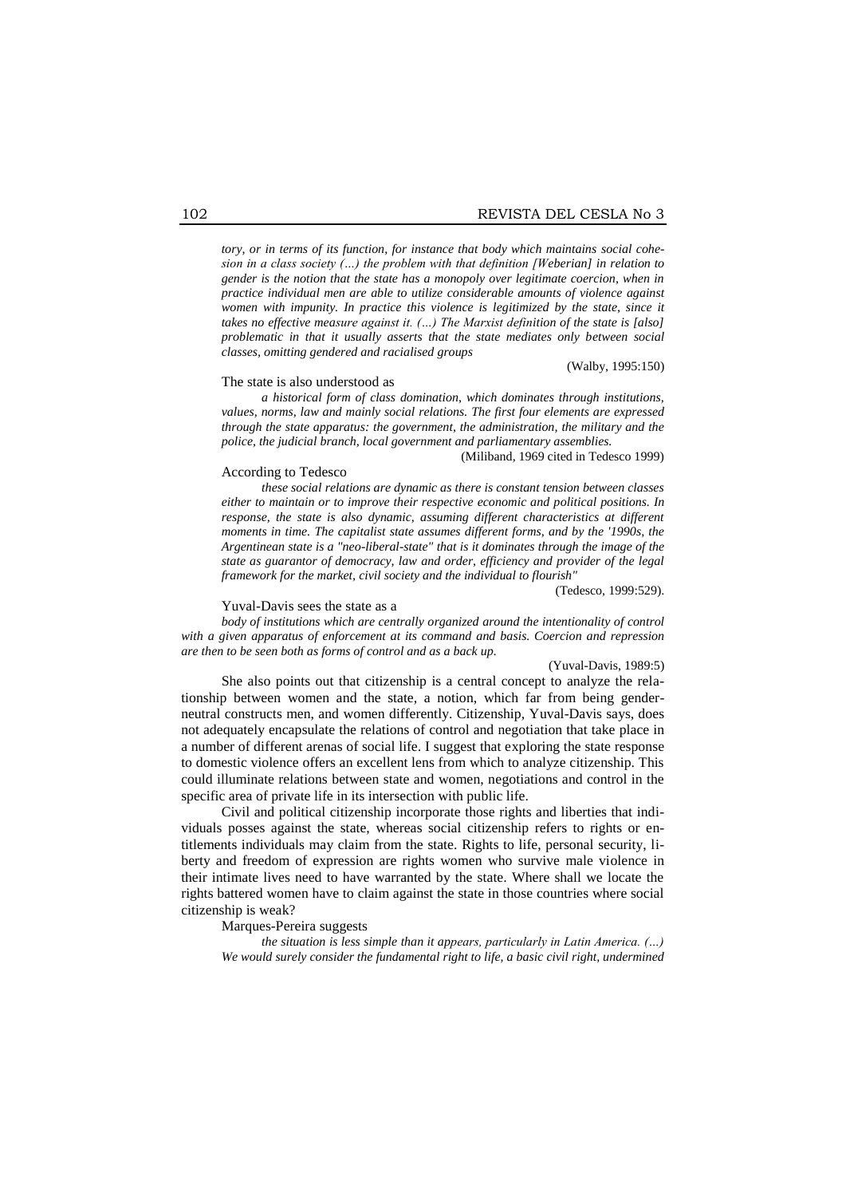> *tory, or in terms of its function, for instance that body which maintains social cohesion in a class society (…) the problem with that definition [Weberian] in relation to gender is the notion that the state has a monopoly over legitimate coercion, when in practice individual men are able to utilize considerable amounts of violence against women with impunity. In practice this violence is legitimized by the state, since it takes no effective measure against it. (…) The Marxist definition of the state is [also] problematic in that it usually asserts that the state mediates only between social classes, omitting gendered and racialised groups*
>
> (Walby, 1995:150)

The state is also understood as

> *a historical form of class domination, which dominates through institutions, values, norms, law and mainly social relations. The first four elements are expressed through the state apparatus: the government, the administration, the military and the police, the judicial branch, local government and parliamentary assemblies.*
>
> (Miliband, 1969 cited in Tedesco 1999)

According to Tedesco

> *these social relations are dynamic as there is constant tension between classes either to maintain or to improve their respective economic and political positions. In response, the state is also dynamic, assuming different characteristics at different moments in time. The capitalist state assumes different forms, and by the '1990s, the Argentinean state is a "neo-liberal-state" that is it dominates through the image of the state as guarantor of democracy, law and order, efficiency and provider of the legal framework for the market, civil society and the individual to flourish"*
>
> (Tedesco, 1999:529).

Yuval-Davis sees the state as a

> *body of institutions which are centrally organized around the intentionality of control with a given apparatus of enforcement at its command and basis. Coercion and repression are then to be seen both as forms of control and as a back up.*
>
> (Yuval-Davis, 1989:5)

She also points out that citizenship is a central concept to analyze the relationship between women and the state, a notion, which far from being gender-neutral constructs men, and women differently. Citizenship, Yuval-Davis says, does not adequately encapsulate the relations of control and negotiation that take place in a number of different arenas of social life. I suggest that exploring the state response to domestic violence offers an excellent lens from which to analyze citizenship. This could illuminate relations between state and women, negotiations and control in the specific area of private life in its intersection with public life.

Civil and political citizenship incorporate those rights and liberties that individuals posses against the state, whereas social citizenship refers to rights or entitlements individuals may claim from the state. Rights to life, personal security, liberty and freedom of expression are rights women who survive male violence in their intimate lives need to have warranted by the state. Where shall we locate the rights battered women have to claim against the state in those countries where social citizenship is weak?

Marques-Pereira suggests

> *the situation is less simple than it appears, particularly in Latin America. (…) We would surely consider the fundamental right to life, a basic civil right, undermined*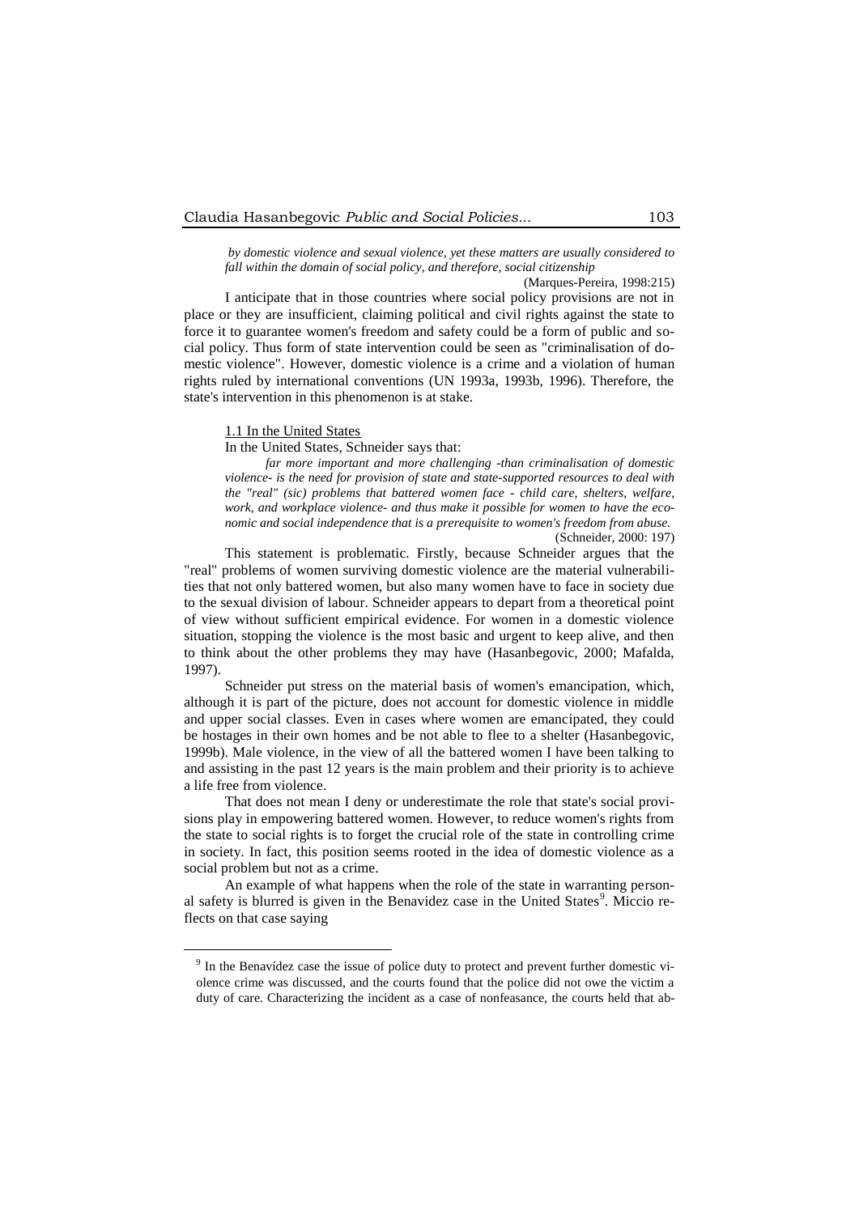> *by domestic violence and sexual violence, yet these matters are usually considered to fall within the domain of social policy, and therefore, social citizenship*
>
> (Marques-Pereira, 1998:215)

I anticipate that in those countries where social policy provisions are not in place or they are insufficient, claiming political and civil rights against the state to force it to guarantee women's freedom and safety could be a form of public and social policy. Thus form of state intervention could be seen as "criminalisation of domestic violence". However, domestic violence is a crime and a violation of human rights ruled by international conventions (UN 1993a, 1993b, 1996). Therefore, the state's intervention in this phenomenon is at stake.

### 1.1 In the United States

In the United States, Schneider says that:

> *far more important and more challenging -than criminalisation of domestic violence- is the need for provision of state and state-supported resources to deal with the "real" (sic) problems that battered women face - child care, shelters, welfare, work, and workplace violence- and thus make it possible for women to have the economic and social independence that is a prerequisite to women's freedom from abuse.*
>
> (Schneider, 2000: 197)

This statement is problematic. Firstly, because Schneider argues that the "real" problems of women surviving domestic violence are the material vulnerabilities that not only battered women, but also many women have to face in society due to the sexual division of labour. Schneider appears to depart from a theoretical point of view without sufficient empirical evidence. For women in a domestic violence situation, stopping the violence is the most basic and urgent to keep alive, and then to think about the other problems they may have (Hasanbegovic, 2000; Mafalda, 1997).

Schneider put stress on the material basis of women's emancipation, which, although it is part of the picture, does not account for domestic violence in middle and upper social classes. Even in cases where women are emancipated, they could be hostages in their own homes and be not able to flee to a shelter (Hasanbegovic, 1999b). Male violence, in the view of all the battered women I have been talking to and assisting in the past 12 years is the main problem and their priority is to achieve a life free from violence.

That does not mean I deny or underestimate the role that state's social provisions play in empowering battered women. However, to reduce women's rights from the state to social rights is to forget the crucial role of the state in controlling crime in society. In fact, this position seems rooted in the idea of domestic violence as a social problem but not as a crime.

An example of what happens when the role of the state in warranting personal safety is blurred is given in the Benavidez case in the United States[9]. Miccio reflects on that case saying

---

[9] In the Benavídez case the issue of police duty to protect and prevent further domestic violence crime was discussed, and the courts found that the police did not owe the victim a duty of care. Characterizing the incident as a case of nonfeasance, the courts held that ab-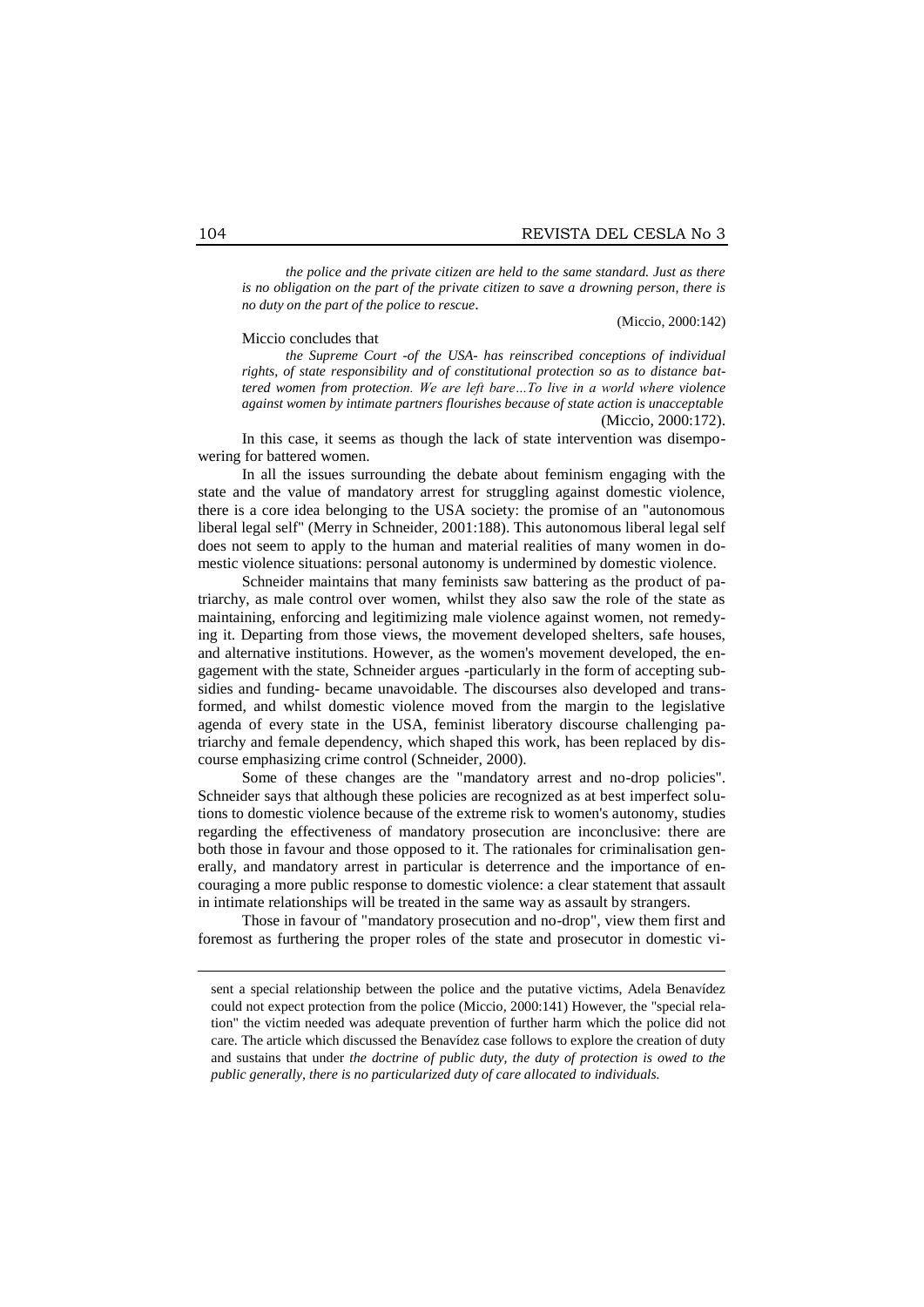> *the police and the private citizen are held to the same standard. Just as there is no obligation on the part of the private citizen to save a drowning person, there is no duty on the part of the police to rescue*.
>
> (Miccio, 2000:142)

Miccio concludes that

> *the Supreme Court -of the USA- has reinscribed conceptions of individual rights, of state responsibility and of constitutional protection so as to distance battered women from protection. We are left bare…To live in a world where violence against women by intimate partners flourishes because of state action is unacceptable* (Miccio, 2000:172).

In this case, it seems as though the lack of state intervention was disempowering for battered women.

In all the issues surrounding the debate about feminism engaging with the state and the value of mandatory arrest for struggling against domestic violence, there is a core idea belonging to the USA society: the promise of an "autonomous liberal legal self" (Merry in Schneider, 2001:188). This autonomous liberal legal self does not seem to apply to the human and material realities of many women in domestic violence situations: personal autonomy is undermined by domestic violence.

Schneider maintains that many feminists saw battering as the product of patriarchy, as male control over women, whilst they also saw the role of the state as maintaining, enforcing and legitimizing male violence against women, not remedying it. Departing from those views, the movement developed shelters, safe houses, and alternative institutions. However, as the women's movement developed, the engagement with the state, Schneider argues -particularly in the form of accepting subsidies and funding- became unavoidable. The discourses also developed and transformed, and whilst domestic violence moved from the margin to the legislative agenda of every state in the USA, feminist liberatory discourse challenging patriarchy and female dependency, which shaped this work, has been replaced by discourse emphasizing crime control (Schneider, 2000).

Some of these changes are the "mandatory arrest and no-drop policies". Schneider says that although these policies are recognized as at best imperfect solutions to domestic violence because of the extreme risk to women's autonomy, studies regarding the effectiveness of mandatory prosecution are inconclusive: there are both those in favour and those opposed to it. The rationales for criminalisation generally, and mandatory arrest in particular is deterrence and the importance of encouraging a more public response to domestic violence: a clear statement that assault in intimate relationships will be treated in the same way as assault by strangers.

Those in favour of "mandatory prosecution and no-drop", view them first and foremost as furthering the proper roles of the state and prosecutor in domestic vi-

---

sent a special relationship between the police and the putative victims, Adela Benavídez could not expect protection from the police (Miccio, 2000:141) However, the "special relation" the victim needed was adequate prevention of further harm which the police did not care. The article which discussed the Benavídez case follows to explore the creation of duty and sustains that under *the doctrine of public duty, the duty of protection is owed to the public generally, there is no particularized duty of care allocated to individuals.*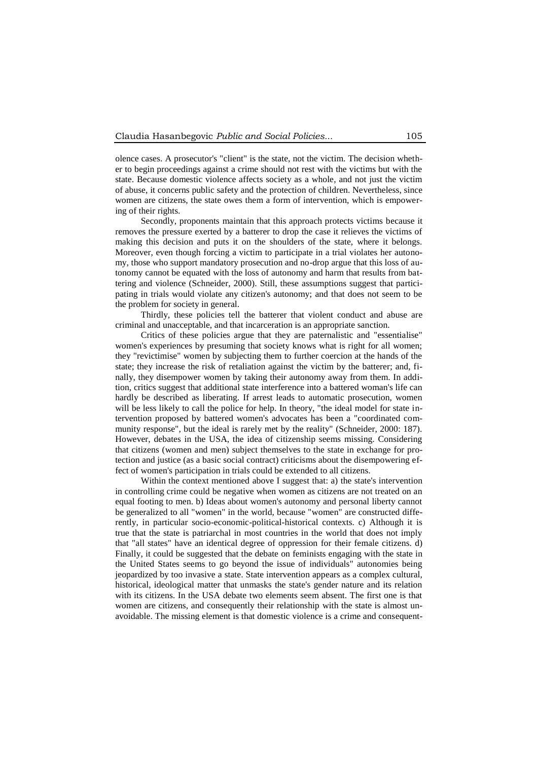olence cases. A prosecutor's "client" is the state, not the victim. The decision whether to begin proceedings against a crime should not rest with the victims but with the state. Because domestic violence affects society as a whole, and not just the victim of abuse, it concerns public safety and the protection of children. Nevertheless, since women are citizens, the state owes them a form of intervention, which is empowering of their rights.

Secondly, proponents maintain that this approach protects victims because it removes the pressure exerted by a batterer to drop the case it relieves the victims of making this decision and puts it on the shoulders of the state, where it belongs. Moreover, even though forcing a victim to participate in a trial violates her autonomy, those who support mandatory prosecution and no-drop argue that this loss of autonomy cannot be equated with the loss of autonomy and harm that results from battering and violence (Schneider, 2000). Still, these assumptions suggest that participating in trials would violate any citizen's autonomy; and that does not seem to be the problem for society in general.

Thirdly, these policies tell the batterer that violent conduct and abuse are criminal and unacceptable, and that incarceration is an appropriate sanction.

Critics of these policies argue that they are paternalistic and "essentialise" women's experiences by presuming that society knows what is right for all women; they "revictimise" women by subjecting them to further coercion at the hands of the state; they increase the risk of retaliation against the victim by the batterer; and, finally, they disempower women by taking their autonomy away from them. In addition, critics suggest that additional state interference into a battered woman's life can hardly be described as liberating. If arrest leads to automatic prosecution, women will be less likely to call the police for help. In theory, "the ideal model for state intervention proposed by battered women's advocates has been a "coordinated community response", but the ideal is rarely met by the reality" (Schneider, 2000: 187). However, debates in the USA, the idea of citizenship seems missing. Considering that citizens (women and men) subject themselves to the state in exchange for protection and justice (as a basic social contract) criticisms about the disempowering effect of women's participation in trials could be extended to all citizens.

Within the context mentioned above I suggest that: a) the state's intervention in controlling crime could be negative when women as citizens are not treated on an equal footing to men. b) Ideas about women's autonomy and personal liberty cannot be generalized to all "women" in the world, because "women" are constructed differently, in particular socio-economic-political-historical contexts. c) Although it is true that the state is patriarchal in most countries in the world that does not imply that "all states" have an identical degree of oppression for their female citizens. d) Finally, it could be suggested that the debate on feminists engaging with the state in the United States seems to go beyond the issue of individuals" autonomies being jeopardized by too invasive a state. State intervention appears as a complex cultural, historical, ideological matter that unmasks the state's gender nature and its relation with its citizens. In the USA debate two elements seem absent. The first one is that women are citizens, and consequently their relationship with the state is almost unavoidable. The missing element is that domestic violence is a crime and consequent-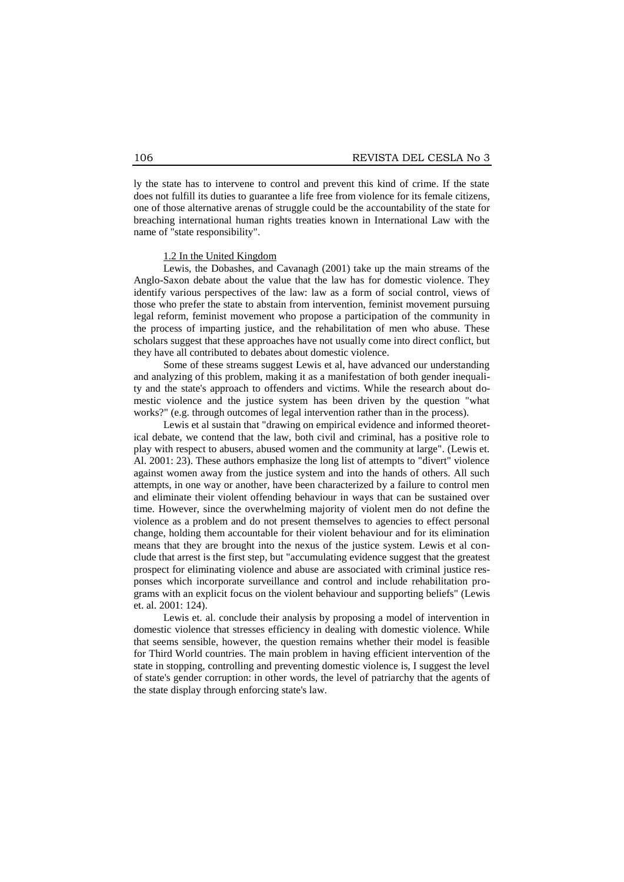ly the state has to intervene to control and prevent this kind of crime. If the state does not fulfill its duties to guarantee a life free from violence for its female citizens, one of those alternative arenas of struggle could be the accountability of the state for breaching international human rights treaties known in International Law with the name of "state responsibility".

### 1.2 In the United Kingdom

Lewis, the Dobashes, and Cavanagh (2001) take up the main streams of the Anglo-Saxon debate about the value that the law has for domestic violence. They identify various perspectives of the law: law as a form of social control, views of those who prefer the state to abstain from intervention, feminist movement pursuing legal reform, feminist movement who propose a participation of the community in the process of imparting justice, and the rehabilitation of men who abuse. These scholars suggest that these approaches have not usually come into direct conflict, but they have all contributed to debates about domestic violence.

Some of these streams suggest Lewis et al, have advanced our understanding and analyzing of this problem, making it as a manifestation of both gender inequality and the state's approach to offenders and victims. While the research about domestic violence and the justice system has been driven by the question "what works?" (e.g. through outcomes of legal intervention rather than in the process).

Lewis et al sustain that "drawing on empirical evidence and informed theoretical debate, we contend that the law, both civil and criminal, has a positive role to play with respect to abusers, abused women and the community at large". (Lewis et. Al. 2001: 23). These authors emphasize the long list of attempts to "divert" violence against women away from the justice system and into the hands of others. All such attempts, in one way or another, have been characterized by a failure to control men and eliminate their violent offending behaviour in ways that can be sustained over time. However, since the overwhelming majority of violent men do not define the violence as a problem and do not present themselves to agencies to effect personal change, holding them accountable for their violent behaviour and for its elimination means that they are brought into the nexus of the justice system. Lewis et al conclude that arrest is the first step, but "accumulating evidence suggest that the greatest prospect for eliminating violence and abuse are associated with criminal justice responses which incorporate surveillance and control and include rehabilitation programs with an explicit focus on the violent behaviour and supporting beliefs" (Lewis et. al. 2001: 124).

Lewis et. al. conclude their analysis by proposing a model of intervention in domestic violence that stresses efficiency in dealing with domestic violence. While that seems sensible, however, the question remains whether their model is feasible for Third World countries. The main problem in having efficient intervention of the state in stopping, controlling and preventing domestic violence is, I suggest the level of state's gender corruption: in other words, the level of patriarchy that the agents of the state display through enforcing state's law.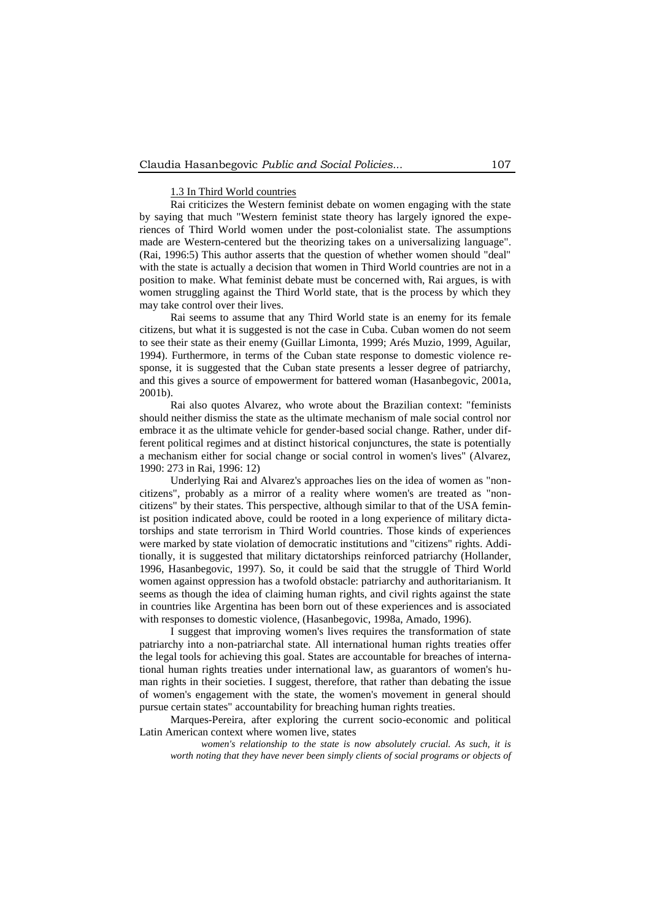1.3 In Third World countries

Rai criticizes the Western feminist debate on women engaging with the state by saying that much "Western feminist state theory has largely ignored the experiences of Third World women under the post-colonialist state. The assumptions made are Western-centered but the theorizing takes on a universalizing language". (Rai, 1996:5) This author asserts that the question of whether women should "deal" with the state is actually a decision that women in Third World countries are not in a position to make. What feminist debate must be concerned with, Rai argues, is with women struggling against the Third World state, that is the process by which they may take control over their lives.

Rai seems to assume that any Third World state is an enemy for its female citizens, but what it is suggested is not the case in Cuba. Cuban women do not seem to see their state as their enemy (Guillar Limonta, 1999; Arés Muzio, 1999, Aguilar, 1994). Furthermore, in terms of the Cuban state response to domestic violence response, it is suggested that the Cuban state presents a lesser degree of patriarchy, and this gives a source of empowerment for battered woman (Hasanbegovic, 2001a, 2001b).

Rai also quotes Alvarez, who wrote about the Brazilian context: "feminists should neither dismiss the state as the ultimate mechanism of male social control nor embrace it as the ultimate vehicle for gender-based social change. Rather, under different political regimes and at distinct historical conjunctures, the state is potentially a mechanism either for social change or social control in women's lives" (Alvarez, 1990: 273 in Rai, 1996: 12)

Underlying Rai and Alvarez's approaches lies on the idea of women as "non-citizens", probably as a mirror of a reality where women's are treated as "non-citizens" by their states. This perspective, although similar to that of the USA feminist position indicated above, could be rooted in a long experience of military dictatorships and state terrorism in Third World countries. Those kinds of experiences were marked by state violation of democratic institutions and "citizens" rights. Additionally, it is suggested that military dictatorships reinforced patriarchy (Hollander, 1996, Hasanbegovic, 1997). So, it could be said that the struggle of Third World women against oppression has a twofold obstacle: patriarchy and authoritarianism. It seems as though the idea of claiming human rights, and civil rights against the state in countries like Argentina has been born out of these experiences and is associated with responses to domestic violence, (Hasanbegovic, 1998a, Amado, 1996).

I suggest that improving women's lives requires the transformation of state patriarchy into a non-patriarchal state. All international human rights treaties offer the legal tools for achieving this goal. States are accountable for breaches of international human rights treaties under international law, as guarantors of women's human rights in their societies. I suggest, therefore, that rather than debating the issue of women's engagement with the state, the women's movement in general should pursue certain states" accountability for breaching human rights treaties.

Marques-Pereira, after exploring the current socio-economic and political Latin American context where women live, states

> *women's relationship to the state is now absolutely crucial. As such, it is worth noting that they have never been simply clients of social programs or objects of*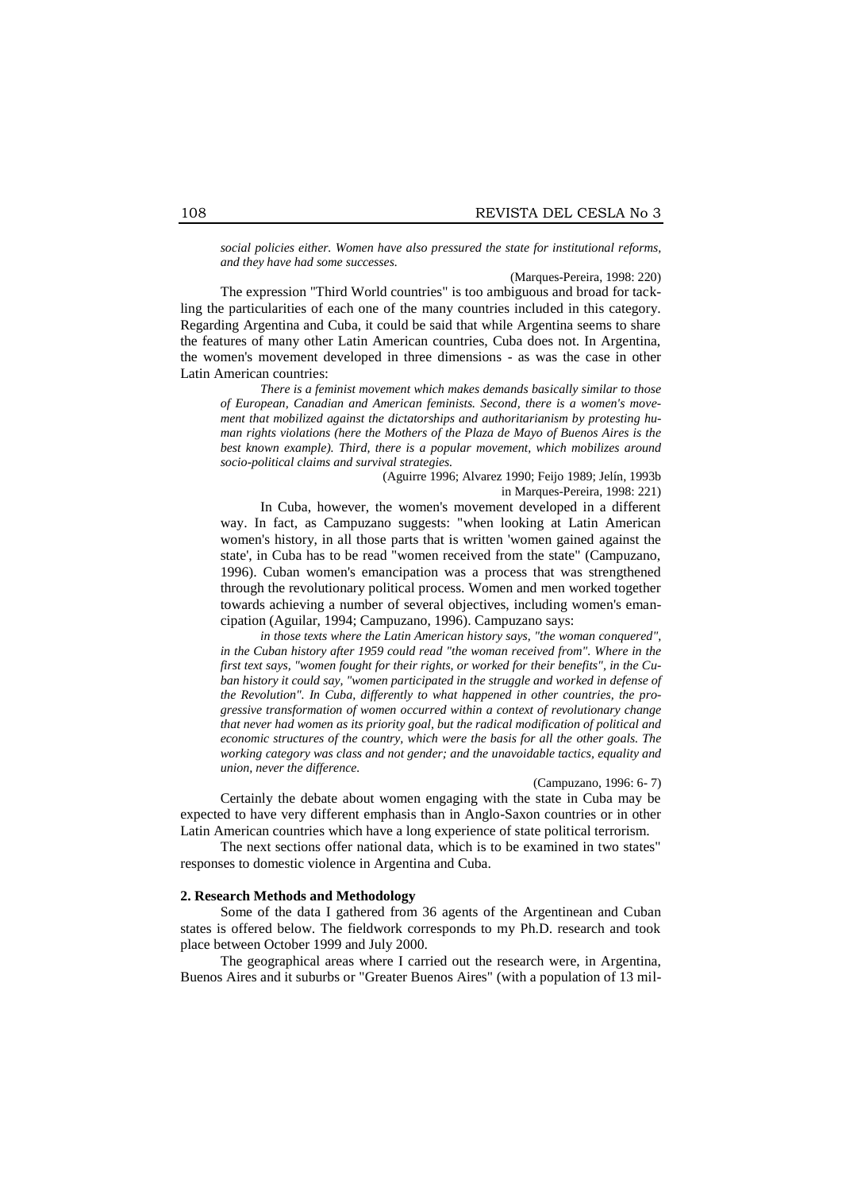*social policies either. Women have also pressured the state for institutional reforms, and they have had some successes.*

(Marques-Pereira, 1998: 220)

The expression "Third World countries" is too ambiguous and broad for tackling the particularities of each one of the many countries included in this category. Regarding Argentina and Cuba, it could be said that while Argentina seems to share the features of many other Latin American countries, Cuba does not. In Argentina, the women's movement developed in three dimensions - as was the case in other Latin American countries:

> *There is a feminist movement which makes demands basically similar to those of European, Canadian and American feminists. Second, there is a women's movement that mobilized against the dictatorships and authoritarianism by protesting human rights violations (here the Mothers of the Plaza de Mayo of Buenos Aires is the best known example). Third, there is a popular movement, which mobilizes around socio-political claims and survival strategies.*
>
> (Aguirre 1996; Alvarez 1990; Feijo 1989; Jelín, 1993b in Marques-Pereira, 1998: 221)

In Cuba, however, the women's movement developed in a different way. In fact, as Campuzano suggests: "when looking at Latin American women's history, in all those parts that is written 'women gained against the state', in Cuba has to be read "women received from the state" (Campuzano, 1996). Cuban women's emancipation was a process that was strengthened through the revolutionary political process. Women and men worked together towards achieving a number of several objectives, including women's emancipation (Aguilar, 1994; Campuzano, 1996). Campuzano says:

> *in those texts where the Latin American history says, "the woman conquered", in the Cuban history after 1959 could read "the woman received from". Where in the first text says, "women fought for their rights, or worked for their benefits", in the Cuban history it could say, "women participated in the struggle and worked in defense of the Revolution". In Cuba, differently to what happened in other countries, the progressive transformation of women occurred within a context of revolutionary change that never had women as its priority goal, but the radical modification of political and economic structures of the country, which were the basis for all the other goals. The working category was class and not gender; and the unavoidable tactics, equality and union, never the difference.*
>
> (Campuzano, 1996: 6- 7)

Certainly the debate about women engaging with the state in Cuba may be expected to have very different emphasis than in Anglo-Saxon countries or in other Latin American countries which have a long experience of state political terrorism.

The next sections offer national data, which is to be examined in two states" responses to domestic violence in Argentina and Cuba.

## 2. Research Methods and Methodology

Some of the data I gathered from 36 agents of the Argentinean and Cuban states is offered below. The fieldwork corresponds to my Ph.D. research and took place between October 1999 and July 2000.

The geographical areas where I carried out the research were, in Argentina, Buenos Aires and it suburbs or "Greater Buenos Aires" (with a population of 13 mil-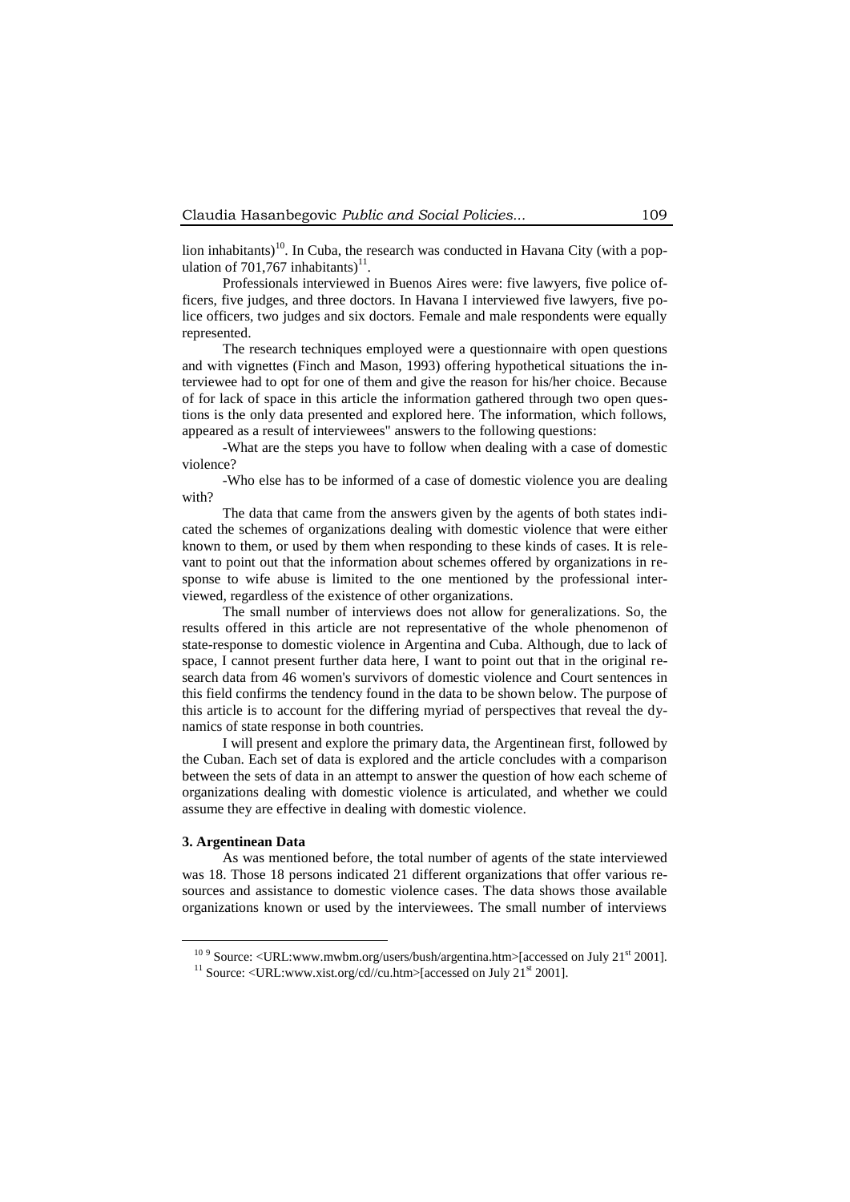lion inhabitants)[10]. In Cuba, the research was conducted in Havana City (with a population of 701,767 inhabitants)[11].

Professionals interviewed in Buenos Aires were: five lawyers, five police officers, five judges, and three doctors. In Havana I interviewed five lawyers, five police officers, two judges and six doctors. Female and male respondents were equally represented.

The research techniques employed were a questionnaire with open questions and with vignettes (Finch and Mason, 1993) offering hypothetical situations the interviewee had to opt for one of them and give the reason for his/her choice. Because of for lack of space in this article the information gathered through two open questions is the only data presented and explored here. The information, which follows, appeared as a result of interviewees" answers to the following questions:

-What are the steps you have to follow when dealing with a case of domestic violence?

-Who else has to be informed of a case of domestic violence you are dealing with?

The data that came from the answers given by the agents of both states indicated the schemes of organizations dealing with domestic violence that were either known to them, or used by them when responding to these kinds of cases. It is relevant to point out that the information about schemes offered by organizations in response to wife abuse is limited to the one mentioned by the professional interviewed, regardless of the existence of other organizations.

The small number of interviews does not allow for generalizations. So, the results offered in this article are not representative of the whole phenomenon of state-response to domestic violence in Argentina and Cuba. Although, due to lack of space, I cannot present further data here, I want to point out that in the original research data from 46 women's survivors of domestic violence and Court sentences in this field confirms the tendency found in the data to be shown below. The purpose of this article is to account for the differing myriad of perspectives that reveal the dynamics of state response in both countries.

I will present and explore the primary data, the Argentinean first, followed by the Cuban. Each set of data is explored and the article concludes with a comparison between the sets of data in an attempt to answer the question of how each scheme of organizations dealing with domestic violence is articulated, and whether we could assume they are effective in dealing with domestic violence.

### 3. Argentinean Data

As was mentioned before, the total number of agents of the state interviewed was 18. Those 18 persons indicated 21 different organizations that offer various resources and assistance to domestic violence cases. The data shows those available organizations known or used by the interviewees. The small number of interviews

[10] 9 Source: <URL:www.mwbm.org/users/bush/argentina.htm>[accessed on July 21st 2001].

[11] Source: <URL:www.xist.org/cd//cu.htm>[accessed on July 21st 2001].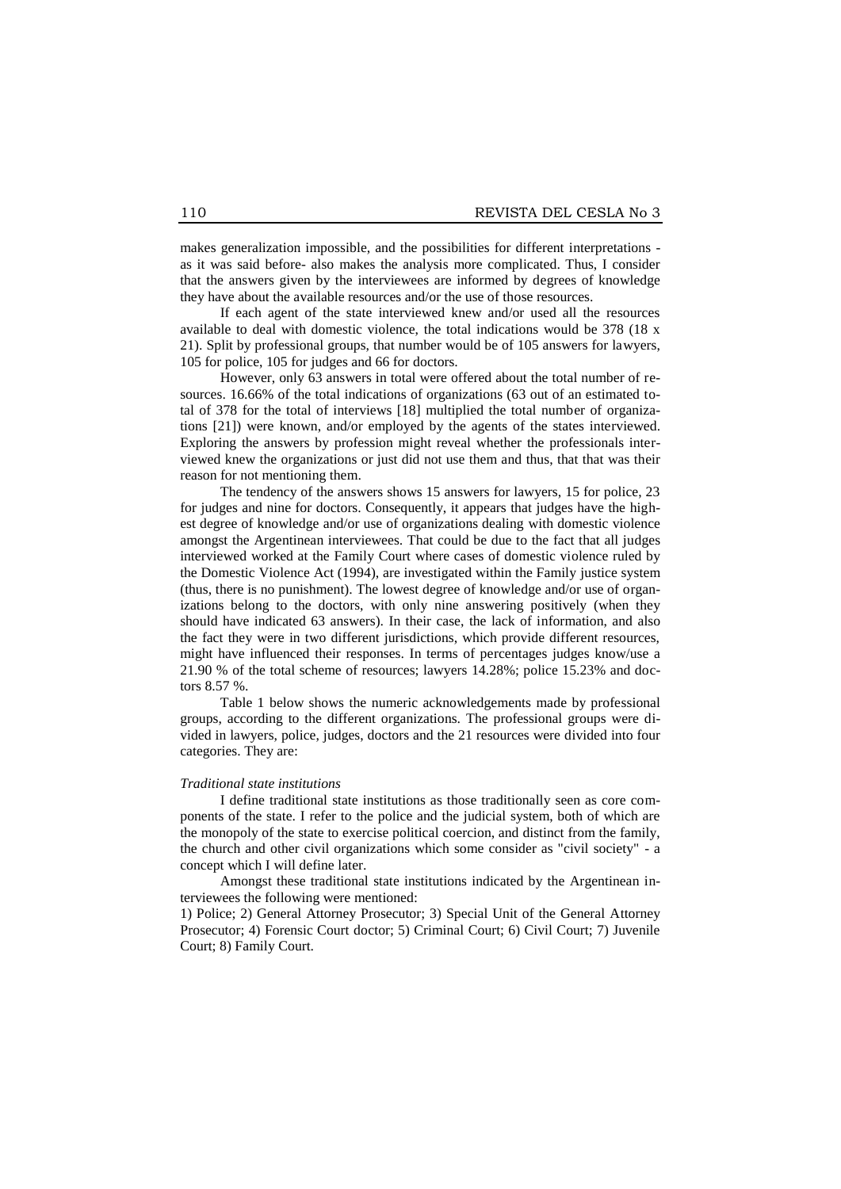makes generalization impossible, and the possibilities for different interpretations - as it was said before- also makes the analysis more complicated. Thus, I consider that the answers given by the interviewees are informed by degrees of knowledge they have about the available resources and/or the use of those resources.

If each agent of the state interviewed knew and/or used all the resources available to deal with domestic violence, the total indications would be 378 (18 x 21). Split by professional groups, that number would be of 105 answers for lawyers, 105 for police, 105 for judges and 66 for doctors.

However, only 63 answers in total were offered about the total number of resources. 16.66% of the total indications of organizations (63 out of an estimated total of 378 for the total of interviews [18] multiplied the total number of organizations [21]) were known, and/or employed by the agents of the states interviewed. Exploring the answers by profession might reveal whether the professionals interviewed knew the organizations or just did not use them and thus, that that was their reason for not mentioning them.

The tendency of the answers shows 15 answers for lawyers, 15 for police, 23 for judges and nine for doctors. Consequently, it appears that judges have the highest degree of knowledge and/or use of organizations dealing with domestic violence amongst the Argentinean interviewees. That could be due to the fact that all judges interviewed worked at the Family Court where cases of domestic violence ruled by the Domestic Violence Act (1994), are investigated within the Family justice system (thus, there is no punishment). The lowest degree of knowledge and/or use of organizations belong to the doctors, with only nine answering positively (when they should have indicated 63 answers). In their case, the lack of information, and also the fact they were in two different jurisdictions, which provide different resources, might have influenced their responses. In terms of percentages judges know/use a 21.90 % of the total scheme of resources; lawyers 14.28%; police 15.23% and doctors 8.57 %.

Table 1 below shows the numeric acknowledgements made by professional groups, according to the different organizations. The professional groups were divided in lawyers, police, judges, doctors and the 21 resources were divided into four categories. They are:

*Traditional state institutions*

I define traditional state institutions as those traditionally seen as core components of the state. I refer to the police and the judicial system, both of which are the monopoly of the state to exercise political coercion, and distinct from the family, the church and other civil organizations which some consider as "civil society" - a concept which I will define later.

Amongst these traditional state institutions indicated by the Argentinean interviewees the following were mentioned:

1) Police; 2) General Attorney Prosecutor; 3) Special Unit of the General Attorney Prosecutor; 4) Forensic Court doctor; 5) Criminal Court; 6) Civil Court; 7) Juvenile Court; 8) Family Court.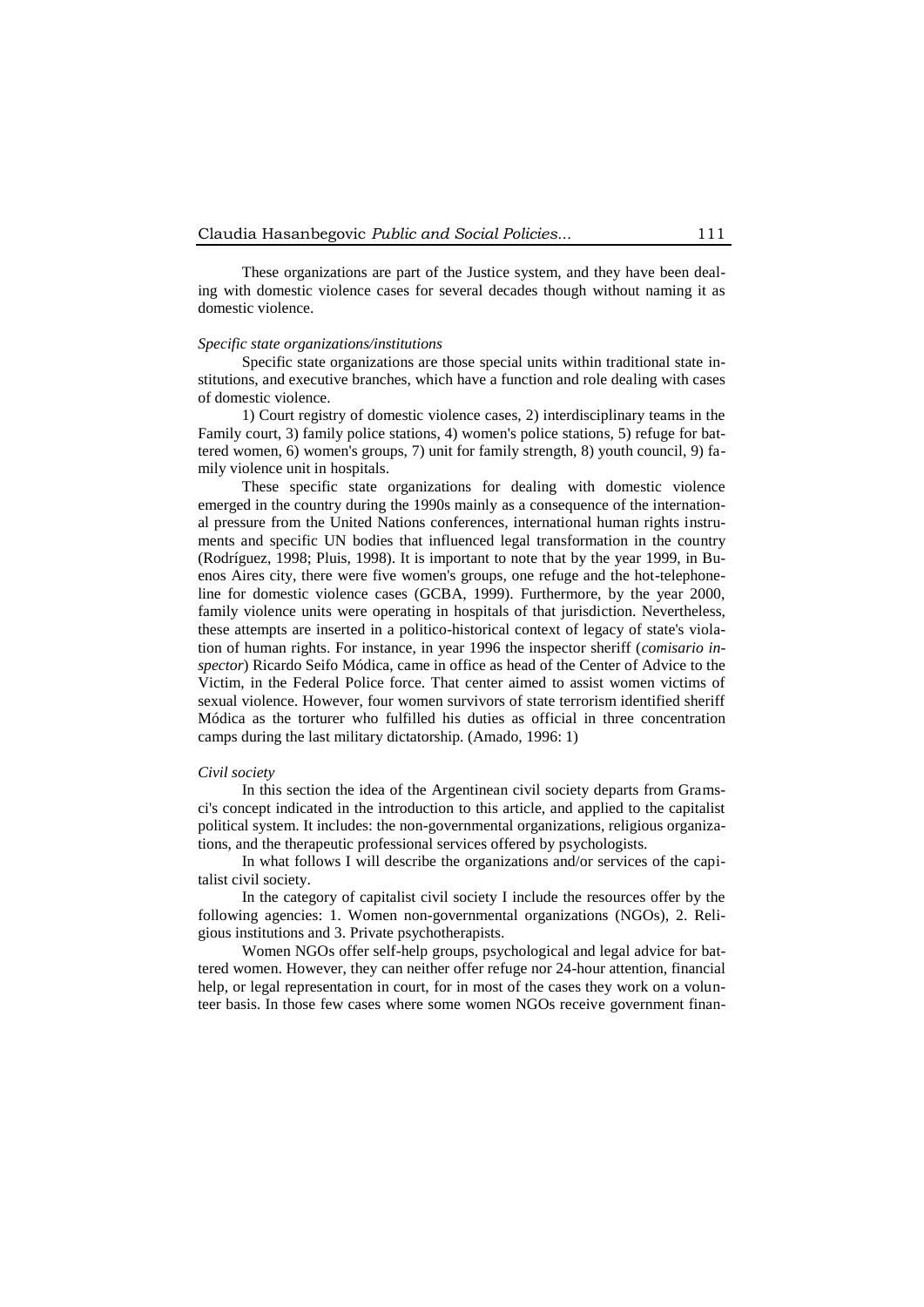These organizations are part of the Justice system, and they have been dealing with domestic violence cases for several decades though without naming it as domestic violence.

*Specific state organizations/institutions*

Specific state organizations are those special units within traditional state institutions, and executive branches, which have a function and role dealing with cases of domestic violence.

1) Court registry of domestic violence cases, 2) interdisciplinary teams in the Family court, 3) family police stations, 4) women's police stations, 5) refuge for battered women, 6) women's groups, 7) unit for family strength, 8) youth council, 9) family violence unit in hospitals.

These specific state organizations for dealing with domestic violence emerged in the country during the 1990s mainly as a consequence of the international pressure from the United Nations conferences, international human rights instruments and specific UN bodies that influenced legal transformation in the country (Rodríguez, 1998; Pluis, 1998). It is important to note that by the year 1999, in Buenos Aires city, there were five women's groups, one refuge and the hot-telephone-line for domestic violence cases (GCBA, 1999). Furthermore, by the year 2000, family violence units were operating in hospitals of that jurisdiction. Nevertheless, these attempts are inserted in a politico-historical context of legacy of state's violation of human rights. For instance, in year 1996 the inspector sheriff (*comisario inspector*) Ricardo Seifo Módica, came in office as head of the Center of Advice to the Victim, in the Federal Police force. That center aimed to assist women victims of sexual violence. However, four women survivors of state terrorism identified sheriff Módica as the torturer who fulfilled his duties as official in three concentration camps during the last military dictatorship. (Amado, 1996: 1)

*Civil society*

In this section the idea of the Argentinean civil society departs from Gramsci's concept indicated in the introduction to this article, and applied to the capitalist political system. It includes: the non-governmental organizations, religious organizations, and the therapeutic professional services offered by psychologists.

In what follows I will describe the organizations and/or services of the capitalist civil society.

In the category of capitalist civil society I include the resources offer by the following agencies: 1. Women non-governmental organizations (NGOs), 2. Religious institutions and 3. Private psychotherapists.

Women NGOs offer self-help groups, psychological and legal advice for battered women. However, they can neither offer refuge nor 24-hour attention, financial help, or legal representation in court, for in most of the cases they work on a volunteer basis. In those few cases where some women NGOs receive government finan-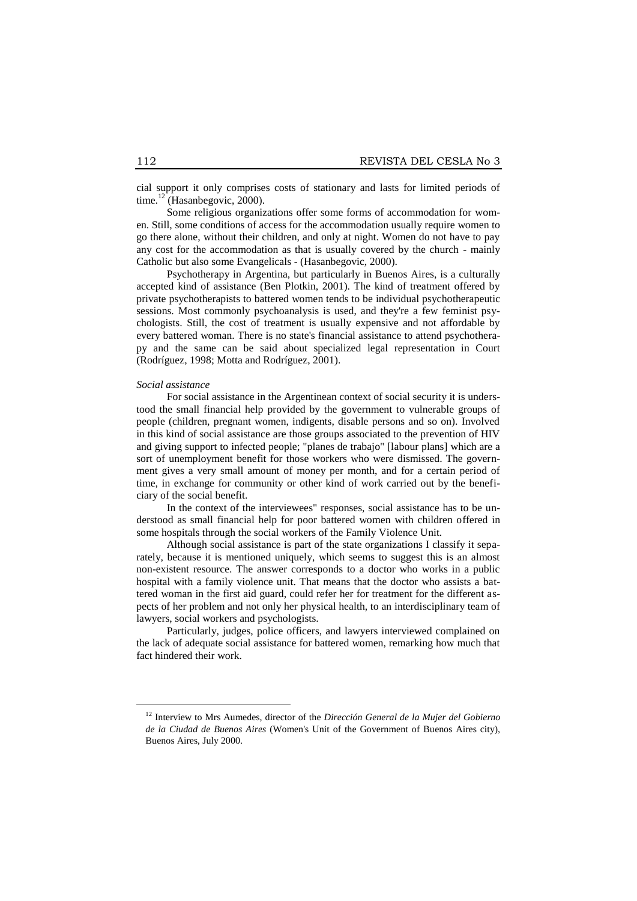cial support it only comprises costs of stationary and lasts for limited periods of time.[12] (Hasanbegovic, 2000).

Some religious organizations offer some forms of accommodation for women. Still, some conditions of access for the accommodation usually require women to go there alone, without their children, and only at night. Women do not have to pay any cost for the accommodation as that is usually covered by the church - mainly Catholic but also some Evangelicals - (Hasanbegovic, 2000).

Psychotherapy in Argentina, but particularly in Buenos Aires, is a culturally accepted kind of assistance (Ben Plotkin, 2001). The kind of treatment offered by private psychotherapists to battered women tends to be individual psychotherapeutic sessions. Most commonly psychoanalysis is used, and they're a few feminist psychologists. Still, the cost of treatment is usually expensive and not affordable by every battered woman. There is no state's financial assistance to attend psychotherapy and the same can be said about specialized legal representation in Court (Rodríguez, 1998; Motta and Rodríguez, 2001).

*Social assistance*

For social assistance in the Argentinean context of social security it is understood the small financial help provided by the government to vulnerable groups of people (children, pregnant women, indigents, disable persons and so on). Involved in this kind of social assistance are those groups associated to the prevention of HIV and giving support to infected people; "planes de trabajo" [labour plans] which are a sort of unemployment benefit for those workers who were dismissed. The government gives a very small amount of money per month, and for a certain period of time, in exchange for community or other kind of work carried out by the beneficiary of the social benefit.

In the context of the interviewees" responses, social assistance has to be understood as small financial help for poor battered women with children offered in some hospitals through the social workers of the Family Violence Unit.

Although social assistance is part of the state organizations I classify it separately, because it is mentioned uniquely, which seems to suggest this is an almost non-existent resource. The answer corresponds to a doctor who works in a public hospital with a family violence unit. That means that the doctor who assists a battered woman in the first aid guard, could refer her for treatment for the different aspects of her problem and not only her physical health, to an interdisciplinary team of lawyers, social workers and psychologists.

Particularly, judges, police officers, and lawyers interviewed complained on the lack of adequate social assistance for battered women, remarking how much that fact hindered their work.

[12] Interview to Mrs Aumedes, director of the *Dirección General de la Mujer del Gobierno de la Ciudad de Buenos Aires* (Women's Unit of the Government of Buenos Aires city), Buenos Aires, July 2000.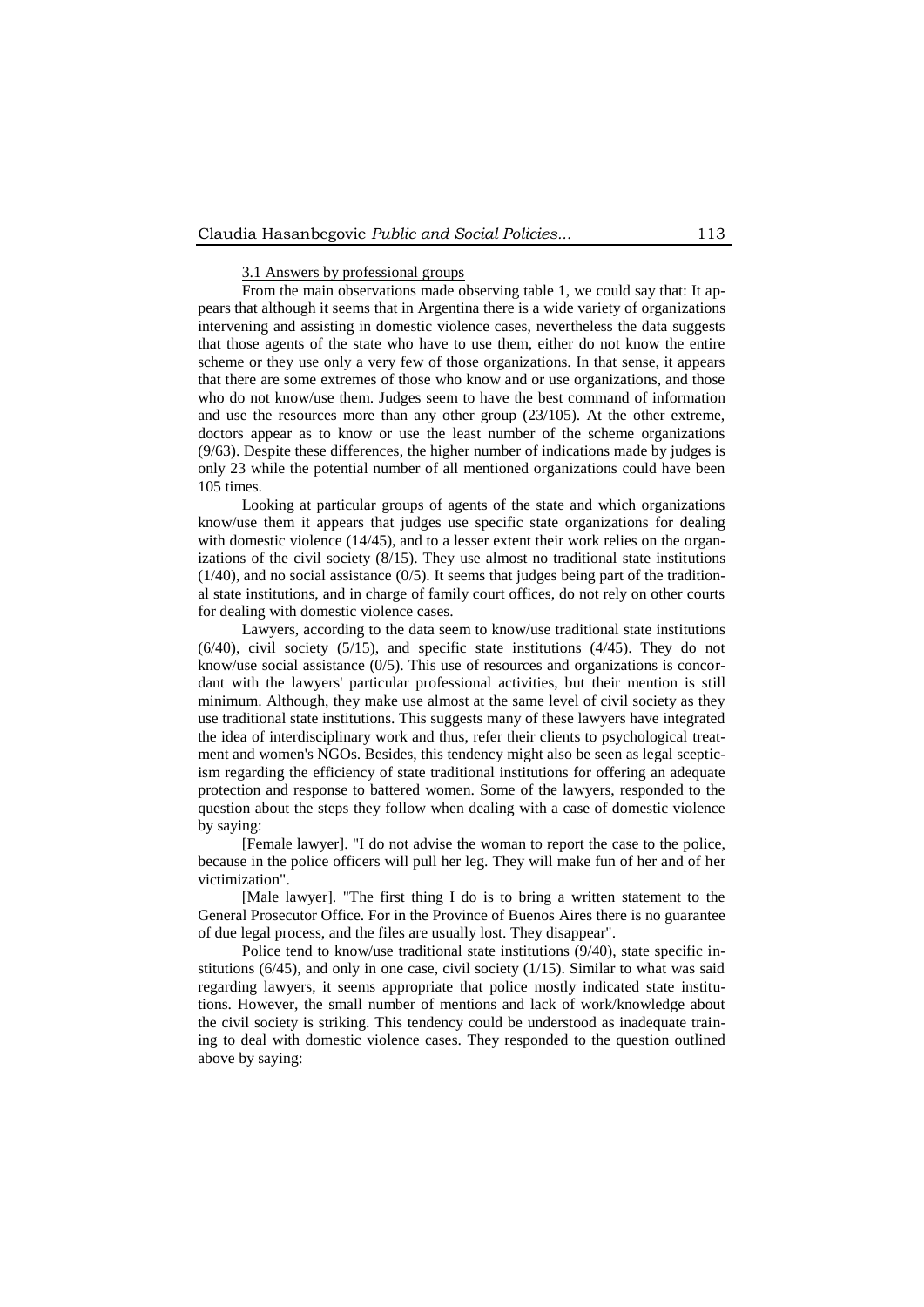3.1 Answers by professional groups

From the main observations made observing table 1, we could say that: It appears that although it seems that in Argentina there is a wide variety of organizations intervening and assisting in domestic violence cases, nevertheless the data suggests that those agents of the state who have to use them, either do not know the entire scheme or they use only a very few of those organizations. In that sense, it appears that there are some extremes of those who know and or use organizations, and those who do not know/use them. Judges seem to have the best command of information and use the resources more than any other group (23/105). At the other extreme, doctors appear as to know or use the least number of the scheme organizations (9/63). Despite these differences, the higher number of indications made by judges is only 23 while the potential number of all mentioned organizations could have been 105 times.

Looking at particular groups of agents of the state and which organizations know/use them it appears that judges use specific state organizations for dealing with domestic violence (14/45), and to a lesser extent their work relies on the organizations of the civil society (8/15). They use almost no traditional state institutions (1/40), and no social assistance (0/5). It seems that judges being part of the traditional state institutions, and in charge of family court offices, do not rely on other courts for dealing with domestic violence cases.

Lawyers, according to the data seem to know/use traditional state institutions (6/40), civil society (5/15), and specific state institutions (4/45). They do not know/use social assistance (0/5). This use of resources and organizations is concordant with the lawyers' particular professional activities, but their mention is still minimum. Although, they make use almost at the same level of civil society as they use traditional state institutions. This suggests many of these lawyers have integrated the idea of interdisciplinary work and thus, refer their clients to psychological treatment and women's NGOs. Besides, this tendency might also be seen as legal scepticism regarding the efficiency of state traditional institutions for offering an adequate protection and response to battered women. Some of the lawyers, responded to the question about the steps they follow when dealing with a case of domestic violence by saying:

[Female lawyer]. "I do not advise the woman to report the case to the police, because in the police officers will pull her leg. They will make fun of her and of her victimization".

[Male lawyer]. "The first thing I do is to bring a written statement to the General Prosecutor Office. For in the Province of Buenos Aires there is no guarantee of due legal process, and the files are usually lost. They disappear".

Police tend to know/use traditional state institutions (9/40), state specific institutions (6/45), and only in one case, civil society (1/15). Similar to what was said regarding lawyers, it seems appropriate that police mostly indicated state institutions. However, the small number of mentions and lack of work/knowledge about the civil society is striking. This tendency could be understood as inadequate training to deal with domestic violence cases. They responded to the question outlined above by saying: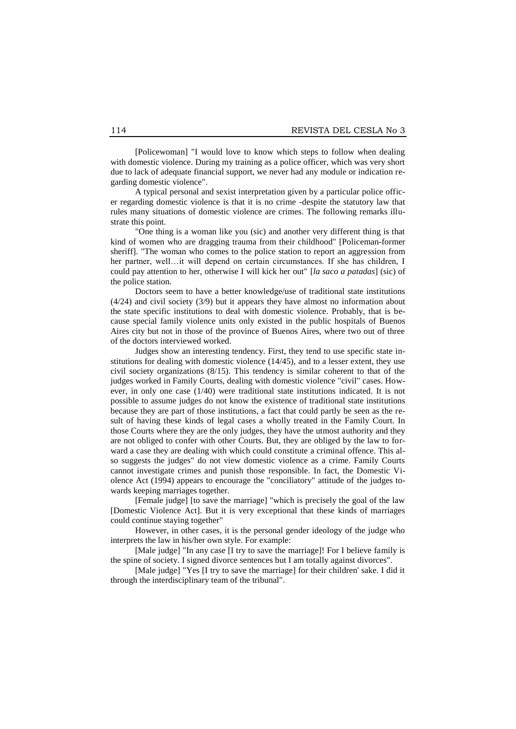[Policewoman] "I would love to know which steps to follow when dealing with domestic violence. During my training as a police officer, which was very short due to lack of adequate financial support, we never had any module or indication regarding domestic violence".

A typical personal and sexist interpretation given by a particular police officer regarding domestic violence is that it is no crime -despite the statutory law that rules many situations of domestic violence are crimes. The following remarks illustrate this point.

"One thing is a woman like you (sic) and another very different thing is that kind of women who are dragging trauma from their childhood" [Policeman-former sheriff]. "The woman who comes to the police station to report an aggression from her partner, well…it will depend on certain circumstances. If she has children, I could pay attention to her, otherwise I will kick her out" [*la saco a patadas*] (sic) of the police station.

Doctors seem to have a better knowledge/use of traditional state institutions (4/24) and civil society (3/9) but it appears they have almost no information about the state specific institutions to deal with domestic violence. Probably, that is because special family violence units only existed in the public hospitals of Buenos Aires city but not in those of the province of Buenos Aires, where two out of three of the doctors interviewed worked.

Judges show an interesting tendency. First, they tend to use specific state institutions for dealing with domestic violence (14/45), and to a lesser extent, they use civil society organizations (8/15). This tendency is similar coherent to that of the judges worked in Family Courts, dealing with domestic violence "civil" cases. However, in only one case (1/40) were traditional state institutions indicated. It is not possible to assume judges do not know the existence of traditional state institutions because they are part of those institutions, a fact that could partly be seen as the result of having these kinds of legal cases a wholly treated in the Family Court. In those Courts where they are the only judges, they have the utmost authority and they are not obliged to confer with other Courts. But, they are obliged by the law to forward a case they are dealing with which could constitute a criminal offence. This also suggests the judges" do not view domestic violence as a crime. Family Courts cannot investigate crimes and punish those responsible. In fact, the Domestic Violence Act (1994) appears to encourage the "conciliatory" attitude of the judges towards keeping marriages together.

[Female judge] [to save the marriage] "which is precisely the goal of the law [Domestic Violence Act]. But it is very exceptional that these kinds of marriages could continue staying together"

However, in other cases, it is the personal gender ideology of the judge who interprets the law in his/her own style. For example:

[Male judge] "In any case [I try to save the marriage]! For I believe family is the spine of society. I signed divorce sentences but I am totally against divorces".

[Male judge] "Yes [I try to save the marriage] for their children' sake. I did it through the interdisciplinary team of the tribunal".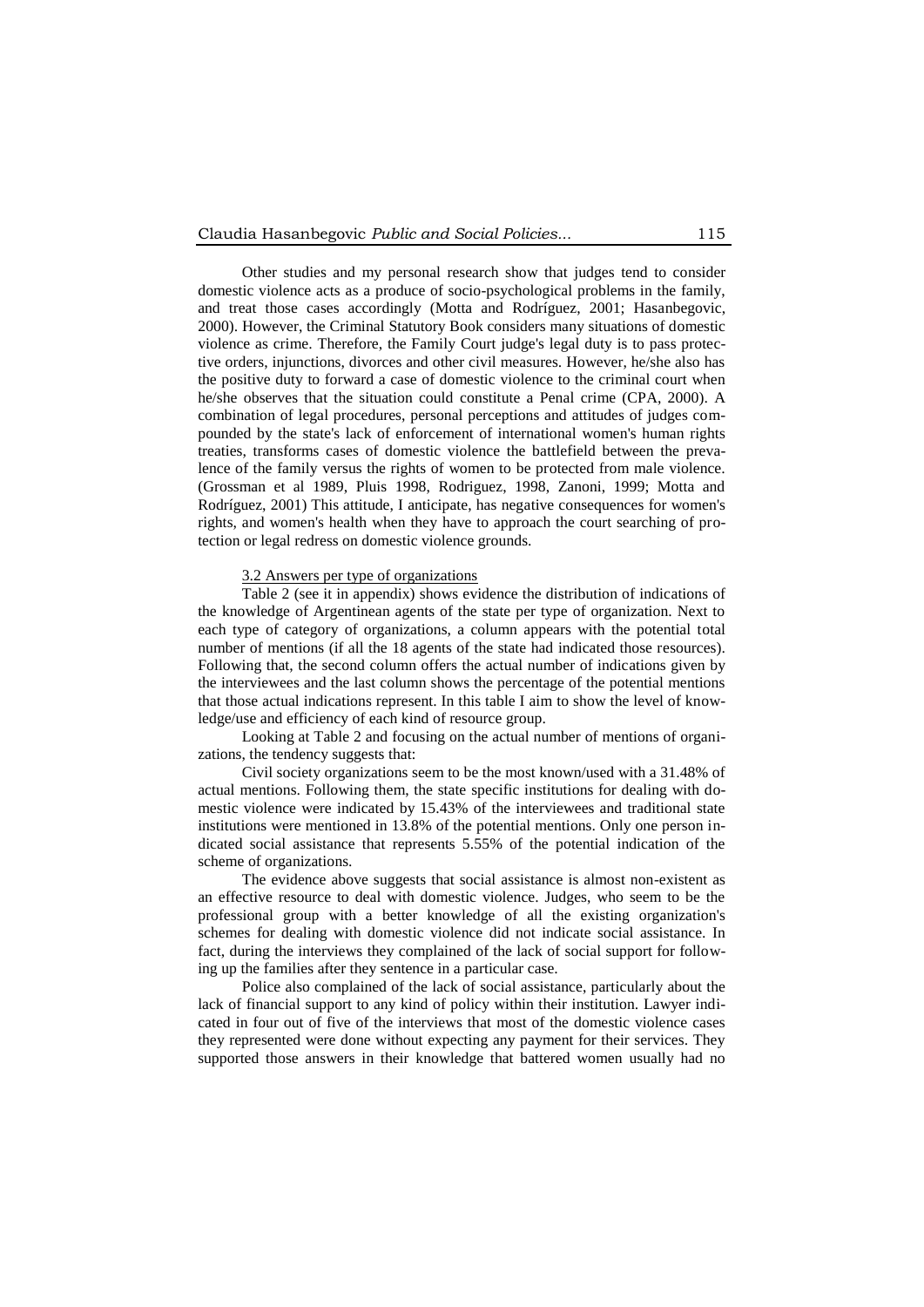Other studies and my personal research show that judges tend to consider domestic violence acts as a produce of socio-psychological problems in the family, and treat those cases accordingly (Motta and Rodríguez, 2001; Hasanbegovic, 2000). However, the Criminal Statutory Book considers many situations of domestic violence as crime. Therefore, the Family Court judge's legal duty is to pass protective orders, injunctions, divorces and other civil measures. However, he/she also has the positive duty to forward a case of domestic violence to the criminal court when he/she observes that the situation could constitute a Penal crime (CPA, 2000). A combination of legal procedures, personal perceptions and attitudes of judges compounded by the state's lack of enforcement of international women's human rights treaties, transforms cases of domestic violence the battlefield between the prevalence of the family versus the rights of women to be protected from male violence. (Grossman et al 1989, Pluis 1998, Rodriguez, 1998, Zanoni, 1999; Motta and Rodríguez, 2001) This attitude, I anticipate, has negative consequences for women's rights, and women's health when they have to approach the court searching of protection or legal redress on domestic violence grounds.

### 3.2 Answers per type of organizations

Table 2 (see it in appendix) shows evidence the distribution of indications of the knowledge of Argentinean agents of the state per type of organization. Next to each type of category of organizations, a column appears with the potential total number of mentions (if all the 18 agents of the state had indicated those resources). Following that, the second column offers the actual number of indications given by the interviewees and the last column shows the percentage of the potential mentions that those actual indications represent. In this table I aim to show the level of knowledge/use and efficiency of each kind of resource group.

Looking at Table 2 and focusing on the actual number of mentions of organizations, the tendency suggests that:

Civil society organizations seem to be the most known/used with a 31.48% of actual mentions. Following them, the state specific institutions for dealing with domestic violence were indicated by 15.43% of the interviewees and traditional state institutions were mentioned in 13.8% of the potential mentions. Only one person indicated social assistance that represents 5.55% of the potential indication of the scheme of organizations.

The evidence above suggests that social assistance is almost non-existent as an effective resource to deal with domestic violence. Judges, who seem to be the professional group with a better knowledge of all the existing organization's schemes for dealing with domestic violence did not indicate social assistance. In fact, during the interviews they complained of the lack of social support for following up the families after they sentence in a particular case.

Police also complained of the lack of social assistance, particularly about the lack of financial support to any kind of policy within their institution. Lawyer indicated in four out of five of the interviews that most of the domestic violence cases they represented were done without expecting any payment for their services. They supported those answers in their knowledge that battered women usually had no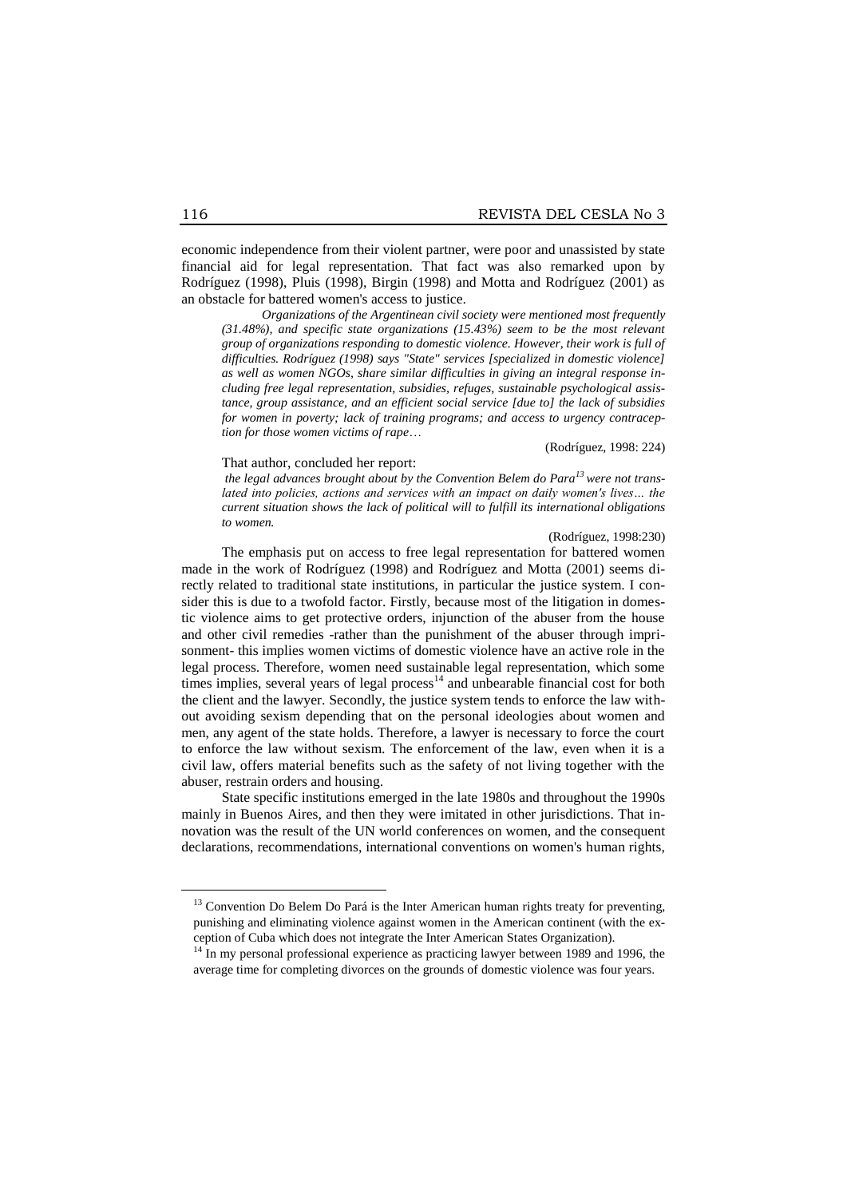economic independence from their violent partner, were poor and unassisted by state financial aid for legal representation. That fact was also remarked upon by Rodríguez (1998), Pluis (1998), Birgin (1998) and Motta and Rodríguez (2001) as an obstacle for battered women's access to justice.

> *Organizations of the Argentinean civil society were mentioned most frequently (31.48%), and specific state organizations (15.43%) seem to be the most relevant group of organizations responding to domestic violence. However, their work is full of difficulties. Rodríguez (1998) says "State" services [specialized in domestic violence] as well as women NGOs, share similar difficulties in giving an integral response including free legal representation, subsidies, refuges, sustainable psychological assistance, group assistance, and an efficient social service [due to] the lack of subsidies for women in poverty; lack of training programs; and access to urgency contraception for those women victims of rape…*
>
> (Rodríguez, 1998: 224)

That author, concluded her report:

> *the legal advances brought about by the Convention Belem do Para[13] were not translated into policies, actions and services with an impact on daily women's lives… the current situation shows the lack of political will to fulfill its international obligations to women.*
>
> (Rodríguez, 1998:230)

The emphasis put on access to free legal representation for battered women made in the work of Rodríguez (1998) and Rodríguez and Motta (2001) seems directly related to traditional state institutions, in particular the justice system. I consider this is due to a twofold factor. Firstly, because most of the litigation in domestic violence aims to get protective orders, injunction of the abuser from the house and other civil remedies -rather than the punishment of the abuser through imprisonment- this implies women victims of domestic violence have an active role in the legal process. Therefore, women need sustainable legal representation, which some times implies, several years of legal process[14] and unbearable financial cost for both the client and the lawyer. Secondly, the justice system tends to enforce the law without avoiding sexism depending that on the personal ideologies about women and men, any agent of the state holds. Therefore, a lawyer is necessary to force the court to enforce the law without sexism. The enforcement of the law, even when it is a civil law, offers material benefits such as the safety of not living together with the abuser, restrain orders and housing.

State specific institutions emerged in the late 1980s and throughout the 1990s mainly in Buenos Aires, and then they were imitated in other jurisdictions. That innovation was the result of the UN world conferences on women, and the consequent declarations, recommendations, international conventions on women's human rights,

---

[13] Convention Do Belem Do Pará is the Inter American human rights treaty for preventing, punishing and eliminating violence against women in the American continent (with the exception of Cuba which does not integrate the Inter American States Organization).

[14] In my personal professional experience as practicing lawyer between 1989 and 1996, the average time for completing divorces on the grounds of domestic violence was four years.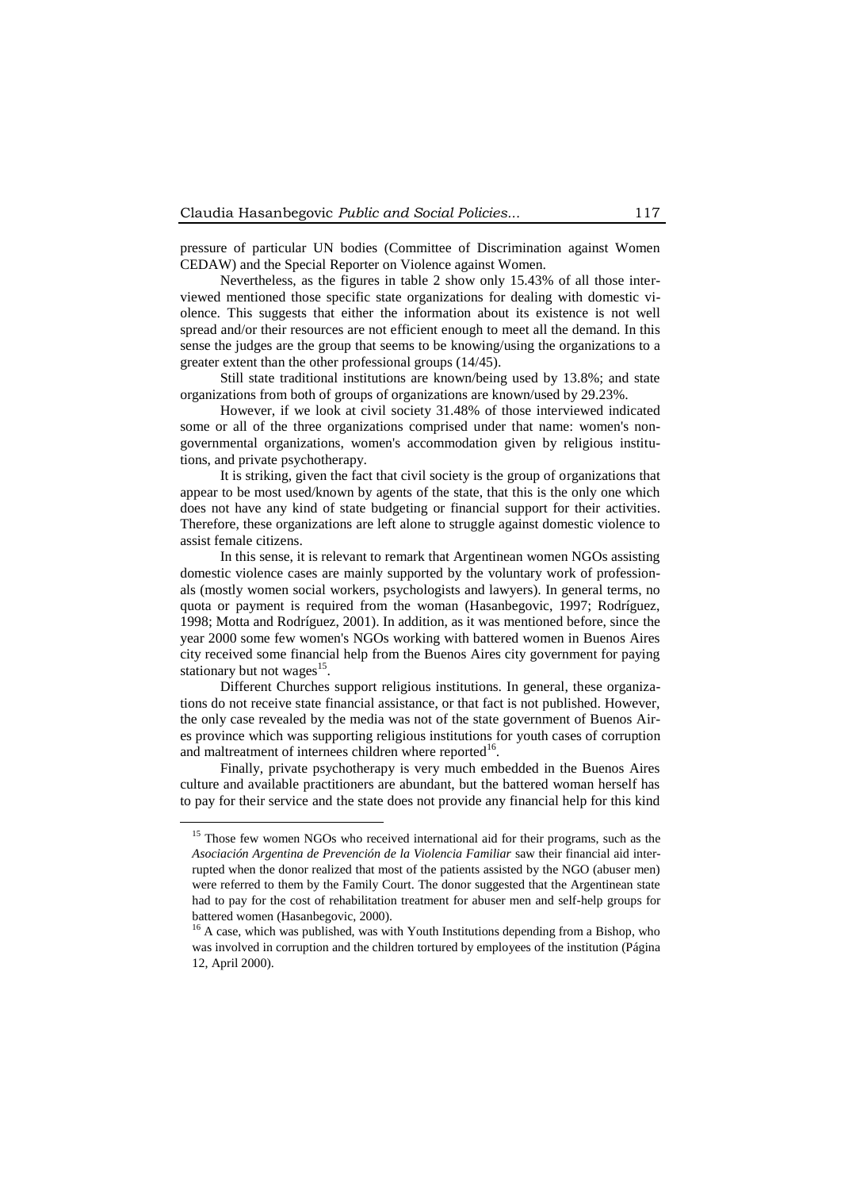pressure of particular UN bodies (Committee of Discrimination against Women CEDAW) and the Special Reporter on Violence against Women.

Nevertheless, as the figures in table 2 show only 15.43% of all those interviewed mentioned those specific state organizations for dealing with domestic violence. This suggests that either the information about its existence is not well spread and/or their resources are not efficient enough to meet all the demand. In this sense the judges are the group that seems to be knowing/using the organizations to a greater extent than the other professional groups (14/45).

Still state traditional institutions are known/being used by 13.8%; and state organizations from both of groups of organizations are known/used by 29.23%.

However, if we look at civil society 31.48% of those interviewed indicated some or all of the three organizations comprised under that name: women's non-governmental organizations, women's accommodation given by religious institutions, and private psychotherapy.

It is striking, given the fact that civil society is the group of organizations that appear to be most used/known by agents of the state, that this is the only one which does not have any kind of state budgeting or financial support for their activities. Therefore, these organizations are left alone to struggle against domestic violence to assist female citizens.

In this sense, it is relevant to remark that Argentinean women NGOs assisting domestic violence cases are mainly supported by the voluntary work of professionals (mostly women social workers, psychologists and lawyers). In general terms, no quota or payment is required from the woman (Hasanbegovic, 1997; Rodríguez, 1998; Motta and Rodríguez, 2001). In addition, as it was mentioned before, since the year 2000 some few women's NGOs working with battered women in Buenos Aires city received some financial help from the Buenos Aires city government for paying stationary but not wages[15].

Different Churches support religious institutions. In general, these organizations do not receive state financial assistance, or that fact is not published. However, the only case revealed by the media was not of the state government of Buenos Aires province which was supporting religious institutions for youth cases of corruption and maltreatment of internees children where reported[16].

Finally, private psychotherapy is very much embedded in the Buenos Aires culture and available practitioners are abundant, but the battered woman herself has to pay for their service and the state does not provide any financial help for this kind

---

[15] Those few women NGOs who received international aid for their programs, such as the *Asociación Argentina de Prevención de la Violencia Familiar* saw their financial aid interrupted when the donor realized that most of the patients assisted by the NGO (abuser men) were referred to them by the Family Court. The donor suggested that the Argentinean state had to pay for the cost of rehabilitation treatment for abuser men and self-help groups for battered women (Hasanbegovic, 2000).

[16] A case, which was published, was with Youth Institutions depending from a Bishop, who was involved in corruption and the children tortured by employees of the institution (Página 12, April 2000).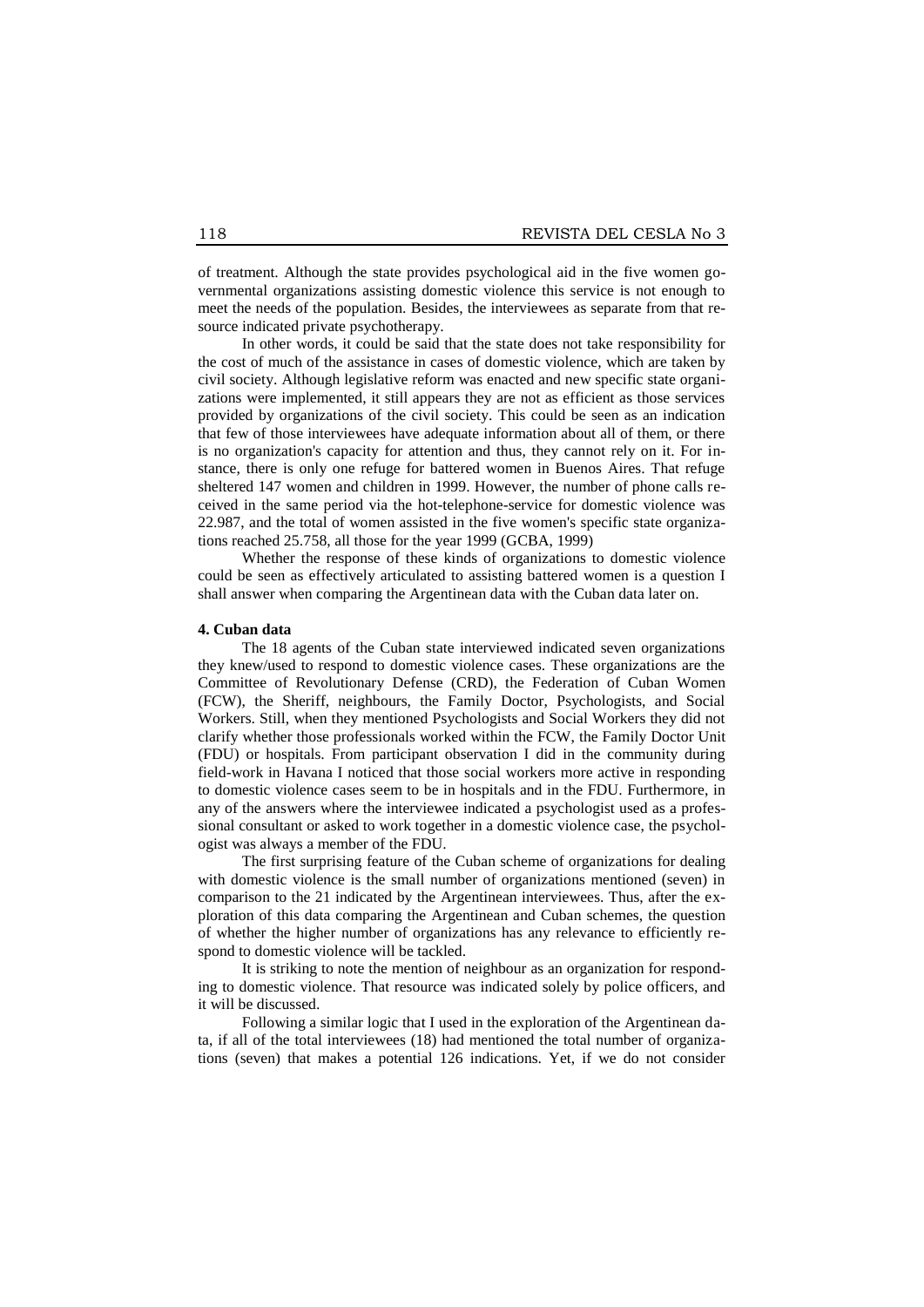of treatment. Although the state provides psychological aid in the five women governmental organizations assisting domestic violence this service is not enough to meet the needs of the population. Besides, the interviewees as separate from that resource indicated private psychotherapy.

In other words, it could be said that the state does not take responsibility for the cost of much of the assistance in cases of domestic violence, which are taken by civil society. Although legislative reform was enacted and new specific state organizations were implemented, it still appears they are not as efficient as those services provided by organizations of the civil society. This could be seen as an indication that few of those interviewees have adequate information about all of them, or there is no organization's capacity for attention and thus, they cannot rely on it. For instance, there is only one refuge for battered women in Buenos Aires. That refuge sheltered 147 women and children in 1999. However, the number of phone calls received in the same period via the hot-telephone-service for domestic violence was 22.987, and the total of women assisted in the five women's specific state organizations reached 25.758, all those for the year 1999 (GCBA, 1999)

Whether the response of these kinds of organizations to domestic violence could be seen as effectively articulated to assisting battered women is a question I shall answer when comparing the Argentinean data with the Cuban data later on.

**4. Cuban data**

The 18 agents of the Cuban state interviewed indicated seven organizations they knew/used to respond to domestic violence cases. These organizations are the Committee of Revolutionary Defense (CRD), the Federation of Cuban Women (FCW), the Sheriff, neighbours, the Family Doctor, Psychologists, and Social Workers. Still, when they mentioned Psychologists and Social Workers they did not clarify whether those professionals worked within the FCW, the Family Doctor Unit (FDU) or hospitals. From participant observation I did in the community during field-work in Havana I noticed that those social workers more active in responding to domestic violence cases seem to be in hospitals and in the FDU. Furthermore, in any of the answers where the interviewee indicated a psychologist used as a professional consultant or asked to work together in a domestic violence case, the psychologist was always a member of the FDU.

The first surprising feature of the Cuban scheme of organizations for dealing with domestic violence is the small number of organizations mentioned (seven) in comparison to the 21 indicated by the Argentinean interviewees. Thus, after the exploration of this data comparing the Argentinean and Cuban schemes, the question of whether the higher number of organizations has any relevance to efficiently respond to domestic violence will be tackled.

It is striking to note the mention of neighbour as an organization for responding to domestic violence. That resource was indicated solely by police officers, and it will be discussed.

Following a similar logic that I used in the exploration of the Argentinean data, if all of the total interviewees (18) had mentioned the total number of organizations (seven) that makes a potential 126 indications. Yet, if we do not consider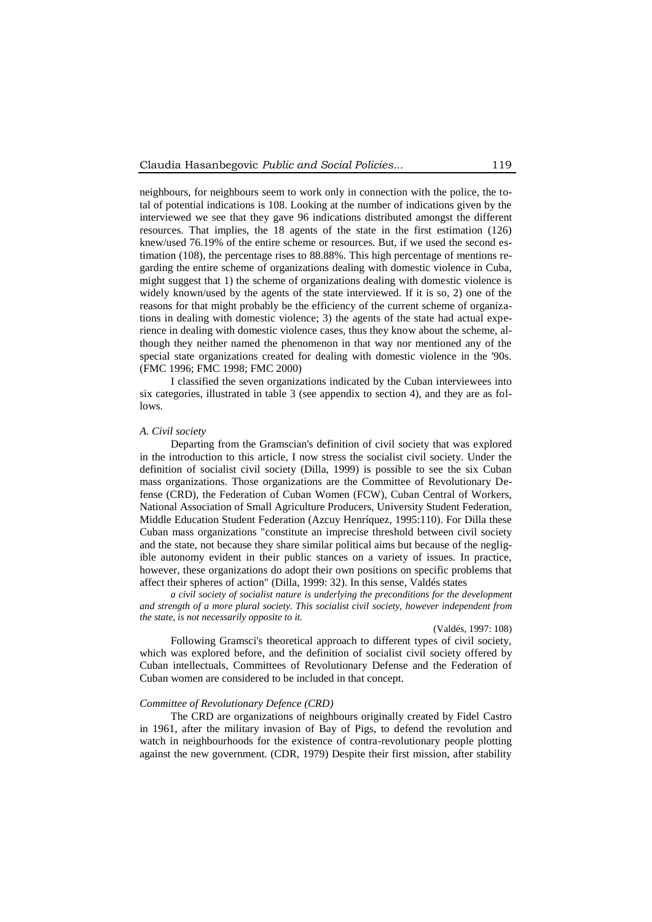neighbours, for neighbours seem to work only in connection with the police, the total of potential indications is 108. Looking at the number of indications given by the interviewed we see that they gave 96 indications distributed amongst the different resources. That implies, the 18 agents of the state in the first estimation (126) knew/used 76.19% of the entire scheme or resources. But, if we used the second estimation (108), the percentage rises to 88.88%. This high percentage of mentions regarding the entire scheme of organizations dealing with domestic violence in Cuba, might suggest that 1) the scheme of organizations dealing with domestic violence is widely known/used by the agents of the state interviewed. If it is so, 2) one of the reasons for that might probably be the efficiency of the current scheme of organizations in dealing with domestic violence; 3) the agents of the state had actual experience in dealing with domestic violence cases, thus they know about the scheme, although they neither named the phenomenon in that way nor mentioned any of the special state organizations created for dealing with domestic violence in the '90s. (FMC 1996; FMC 1998; FMC 2000)

I classified the seven organizations indicated by the Cuban interviewees into six categories, illustrated in table 3 (see appendix to section 4), and they are as follows.

*A. Civil society*

Departing from the Gramscian's definition of civil society that was explored in the introduction to this article, I now stress the socialist civil society. Under the definition of socialist civil society (Dilla, 1999) is possible to see the six Cuban mass organizations. Those organizations are the Committee of Revolutionary Defense (CRD), the Federation of Cuban Women (FCW), Cuban Central of Workers, National Association of Small Agriculture Producers, University Student Federation, Middle Education Student Federation (Azcuy Henríquez, 1995:110). For Dilla these Cuban mass organizations "constitute an imprecise threshold between civil society and the state, not because they share similar political aims but because of the negligible autonomy evident in their public stances on a variety of issues. In practice, however, these organizations do adopt their own positions on specific problems that affect their spheres of action" (Dilla, 1999: 32). In this sense, Valdés states

> *a civil society of socialist nature is underlying the preconditions for the development and strength of a more plural society. This socialist civil society, however independent from the state, is not necessarily opposite to it.*
>
> (Valdés, 1997: 108)

Following Gramsci's theoretical approach to different types of civil society, which was explored before, and the definition of socialist civil society offered by Cuban intellectuals, Committees of Revolutionary Defense and the Federation of Cuban women are considered to be included in that concept.

*Committee of Revolutionary Defence (CRD)*

The CRD are organizations of neighbours originally created by Fidel Castro in 1961, after the military invasion of Bay of Pigs, to defend the revolution and watch in neighbourhoods for the existence of contra-revolutionary people plotting against the new government. (CDR, 1979) Despite their first mission, after stability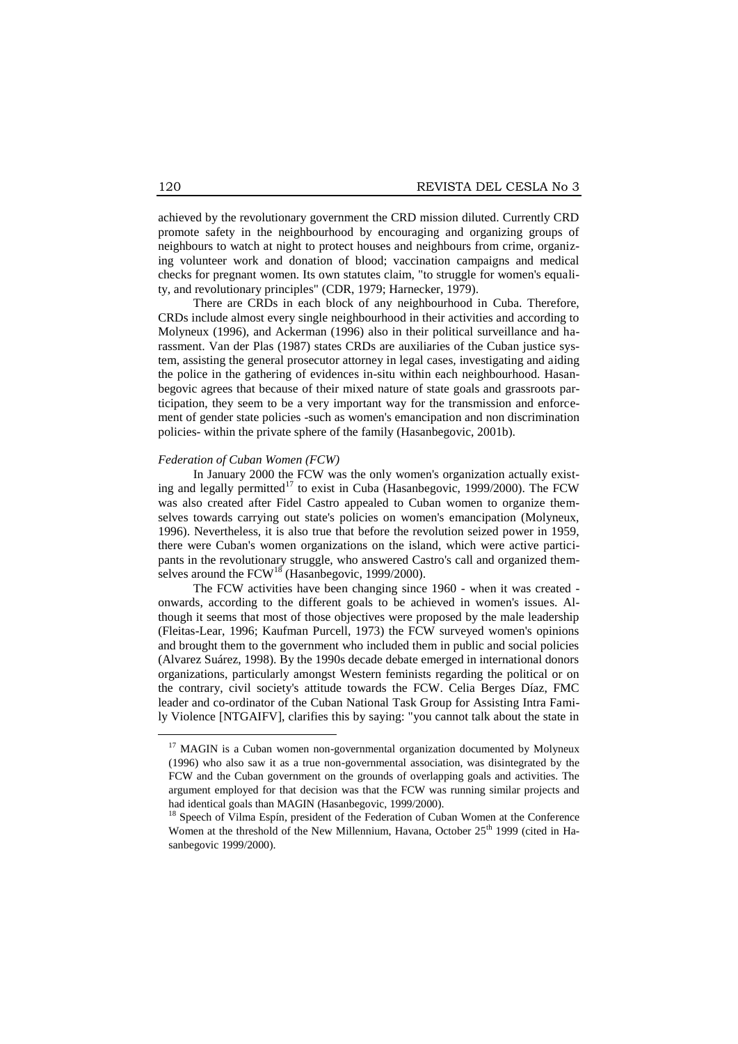achieved by the revolutionary government the CRD mission diluted. Currently CRD promote safety in the neighbourhood by encouraging and organizing groups of neighbours to watch at night to protect houses and neighbours from crime, organizing volunteer work and donation of blood; vaccination campaigns and medical checks for pregnant women. Its own statutes claim, "to struggle for women's equality, and revolutionary principles" (CDR, 1979; Harnecker, 1979).

There are CRDs in each block of any neighbourhood in Cuba. Therefore, CRDs include almost every single neighbourhood in their activities and according to Molyneux (1996), and Ackerman (1996) also in their political surveillance and harassment. Van der Plas (1987) states CRDs are auxiliaries of the Cuban justice system, assisting the general prosecutor attorney in legal cases, investigating and aiding the police in the gathering of evidences in-situ within each neighbourhood. Hasanbegovic agrees that because of their mixed nature of state goals and grassroots participation, they seem to be a very important way for the transmission and enforcement of gender state policies -such as women's emancipation and non discrimination policies- within the private sphere of the family (Hasanbegovic, 2001b).

*Federation of Cuban Women (FCW)*

In January 2000 the FCW was the only women's organization actually existing and legally permitted[17] to exist in Cuba (Hasanbegovic, 1999/2000). The FCW was also created after Fidel Castro appealed to Cuban women to organize themselves towards carrying out state's policies on women's emancipation (Molyneux, 1996). Nevertheless, it is also true that before the revolution seized power in 1959, there were Cuban's women organizations on the island, which were active participants in the revolutionary struggle, who answered Castro's call and organized themselves around the FCW[18] (Hasanbegovic, 1999/2000).

The FCW activities have been changing since 1960 - when it was created - onwards, according to the different goals to be achieved in women's issues. Although it seems that most of those objectives were proposed by the male leadership (Fleitas-Lear, 1996; Kaufman Purcell, 1973) the FCW surveyed women's opinions and brought them to the government who included them in public and social policies (Alvarez Suárez, 1998). By the 1990s decade debate emerged in international donors organizations, particularly amongst Western feminists regarding the political or on the contrary, civil society's attitude towards the FCW. Celia Berges Díaz, FMC leader and co-ordinator of the Cuban National Task Group for Assisting Intra Family Violence [NTGAIFV], clarifies this by saying: "you cannot talk about the state in

[17] MAGIN is a Cuban women non-governmental organization documented by Molyneux (1996) who also saw it as a true non-governmental association, was disintegrated by the FCW and the Cuban government on the grounds of overlapping goals and activities. The argument employed for that decision was that the FCW was running similar projects and had identical goals than MAGIN (Hasanbegovic, 1999/2000).

[18] Speech of Vilma Espín, president of the Federation of Cuban Women at the Conference Women at the threshold of the New Millennium, Havana, October 25th 1999 (cited in Hasanbegovic 1999/2000).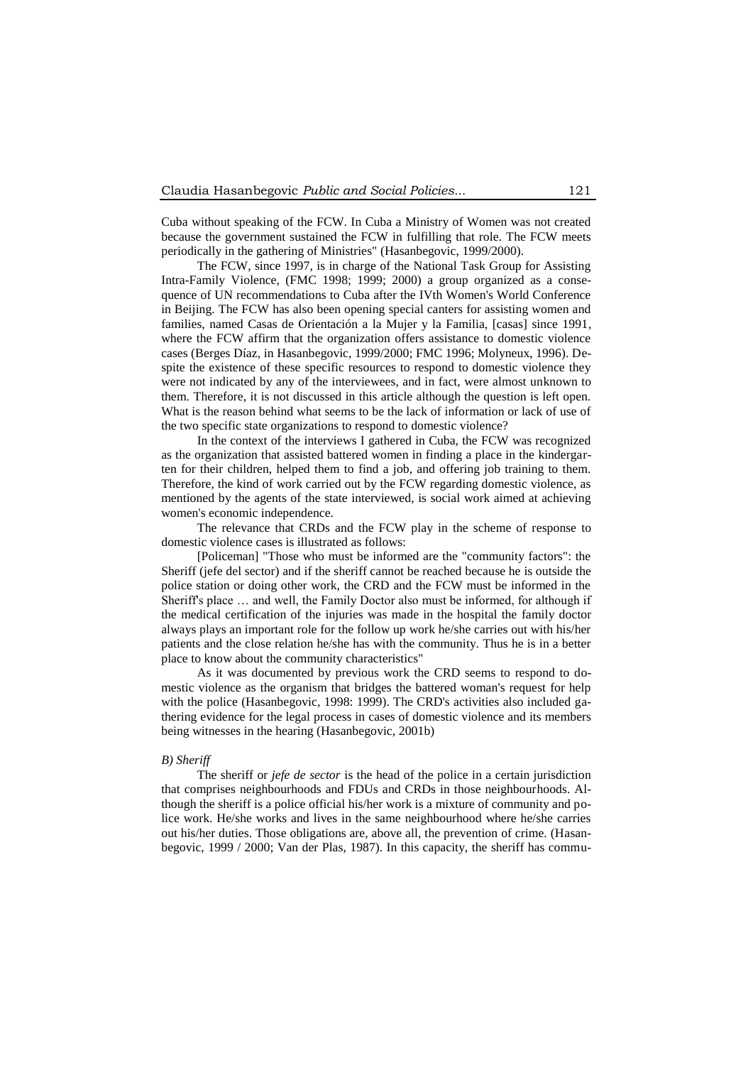Cuba without speaking of the FCW. In Cuba a Ministry of Women was not created because the government sustained the FCW in fulfilling that role. The FCW meets periodically in the gathering of Ministries" (Hasanbegovic, 1999/2000).

The FCW, since 1997, is in charge of the National Task Group for Assisting Intra-Family Violence, (FMC 1998; 1999; 2000) a group organized as a consequence of UN recommendations to Cuba after the IVth Women's World Conference in Beijing. The FCW has also been opening special canters for assisting women and families, named Casas de Orientación a la Mujer y la Familia, [casas] since 1991, where the FCW affirm that the organization offers assistance to domestic violence cases (Berges Díaz, in Hasanbegovic, 1999/2000; FMC 1996; Molyneux, 1996). Despite the existence of these specific resources to respond to domestic violence they were not indicated by any of the interviewees, and in fact, were almost unknown to them. Therefore, it is not discussed in this article although the question is left open. What is the reason behind what seems to be the lack of information or lack of use of the two specific state organizations to respond to domestic violence?

In the context of the interviews I gathered in Cuba, the FCW was recognized as the organization that assisted battered women in finding a place in the kindergarten for their children, helped them to find a job, and offering job training to them. Therefore, the kind of work carried out by the FCW regarding domestic violence, as mentioned by the agents of the state interviewed, is social work aimed at achieving women's economic independence.

The relevance that CRDs and the FCW play in the scheme of response to domestic violence cases is illustrated as follows:

[Policeman] "Those who must be informed are the "community factors": the Sheriff (jefe del sector) and if the sheriff cannot be reached because he is outside the police station or doing other work, the CRD and the FCW must be informed in the Sheriff's place … and well, the Family Doctor also must be informed, for although if the medical certification of the injuries was made in the hospital the family doctor always plays an important role for the follow up work he/she carries out with his/her patients and the close relation he/she has with the community. Thus he is in a better place to know about the community characteristics"

As it was documented by previous work the CRD seems to respond to domestic violence as the organism that bridges the battered woman's request for help with the police (Hasanbegovic, 1998: 1999). The CRD's activities also included gathering evidence for the legal process in cases of domestic violence and its members being witnesses in the hearing (Hasanbegovic, 2001b)

*B) Sheriff*

The sheriff or *jefe de sector* is the head of the police in a certain jurisdiction that comprises neighbourhoods and FDUs and CRDs in those neighbourhoods. Although the sheriff is a police official his/her work is a mixture of community and police work. He/she works and lives in the same neighbourhood where he/she carries out his/her duties. Those obligations are, above all, the prevention of crime. (Hasanbegovic, 1999 / 2000; Van der Plas, 1987). In this capacity, the sheriff has commu-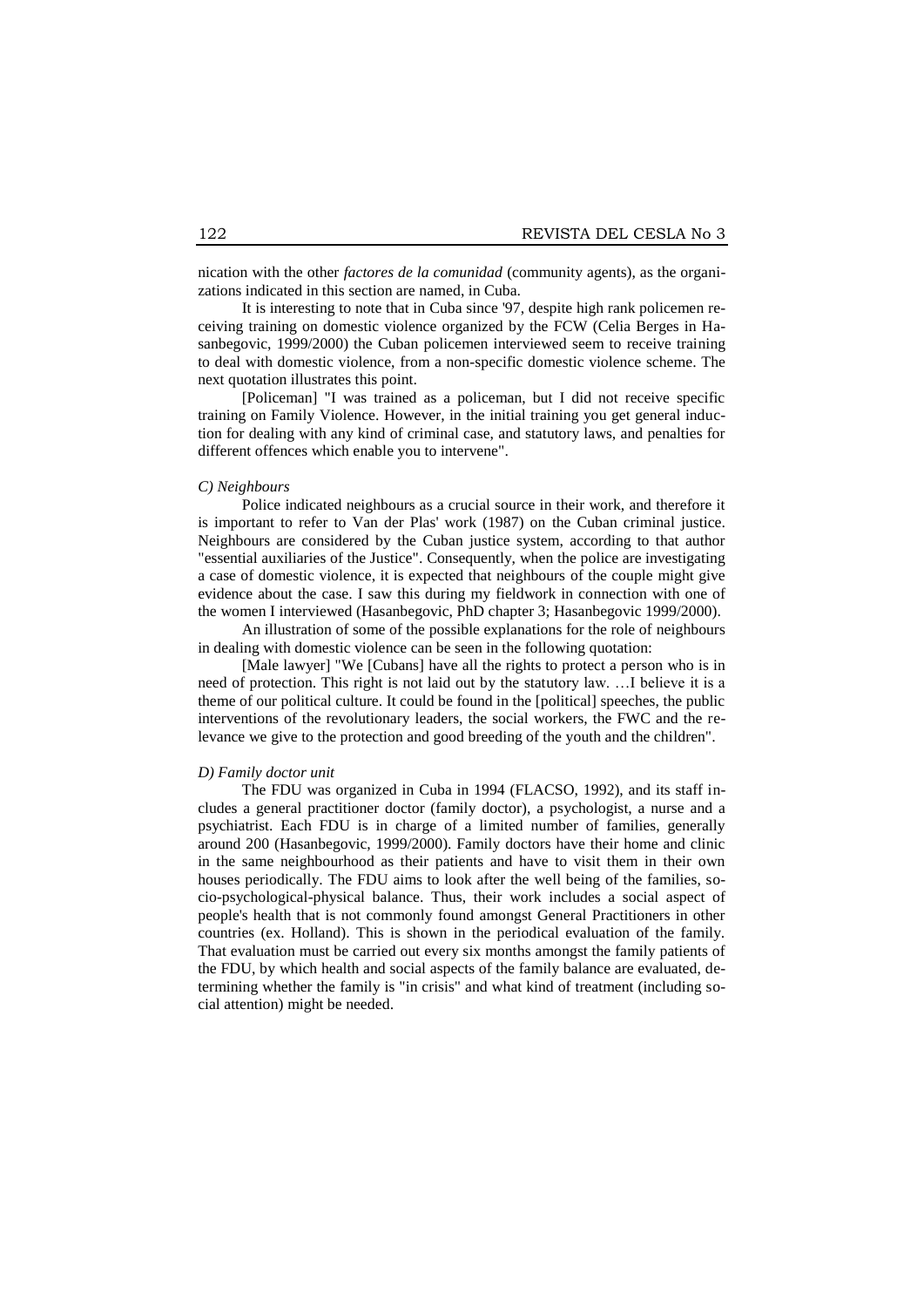nication with the other *factores de la comunidad* (community agents), as the organizations indicated in this section are named, in Cuba.

It is interesting to note that in Cuba since '97, despite high rank policemen receiving training on domestic violence organized by the FCW (Celia Berges in Hasanbegovic, 1999/2000) the Cuban policemen interviewed seem to receive training to deal with domestic violence, from a non-specific domestic violence scheme. The next quotation illustrates this point.

[Policeman] "I was trained as a policeman, but I did not receive specific training on Family Violence. However, in the initial training you get general induction for dealing with any kind of criminal case, and statutory laws, and penalties for different offences which enable you to intervene".

*C) Neighbours*

Police indicated neighbours as a crucial source in their work, and therefore it is important to refer to Van der Plas' work (1987) on the Cuban criminal justice. Neighbours are considered by the Cuban justice system, according to that author "essential auxiliaries of the Justice". Consequently, when the police are investigating a case of domestic violence, it is expected that neighbours of the couple might give evidence about the case. I saw this during my fieldwork in connection with one of the women I interviewed (Hasanbegovic, PhD chapter 3; Hasanbegovic 1999/2000).

An illustration of some of the possible explanations for the role of neighbours in dealing with domestic violence can be seen in the following quotation:

[Male lawyer] "We [Cubans] have all the rights to protect a person who is in need of protection. This right is not laid out by the statutory law. …I believe it is a theme of our political culture. It could be found in the [political] speeches, the public interventions of the revolutionary leaders, the social workers, the FWC and the relevance we give to the protection and good breeding of the youth and the children".

*D) Family doctor unit*

The FDU was organized in Cuba in 1994 (FLACSO, 1992), and its staff includes a general practitioner doctor (family doctor), a psychologist, a nurse and a psychiatrist. Each FDU is in charge of a limited number of families, generally around 200 (Hasanbegovic, 1999/2000). Family doctors have their home and clinic in the same neighbourhood as their patients and have to visit them in their own houses periodically. The FDU aims to look after the well being of the families, socio-psychological-physical balance. Thus, their work includes a social aspect of people's health that is not commonly found amongst General Practitioners in other countries (ex. Holland). This is shown in the periodical evaluation of the family. That evaluation must be carried out every six months amongst the family patients of the FDU, by which health and social aspects of the family balance are evaluated, determining whether the family is "in crisis" and what kind of treatment (including social attention) might be needed.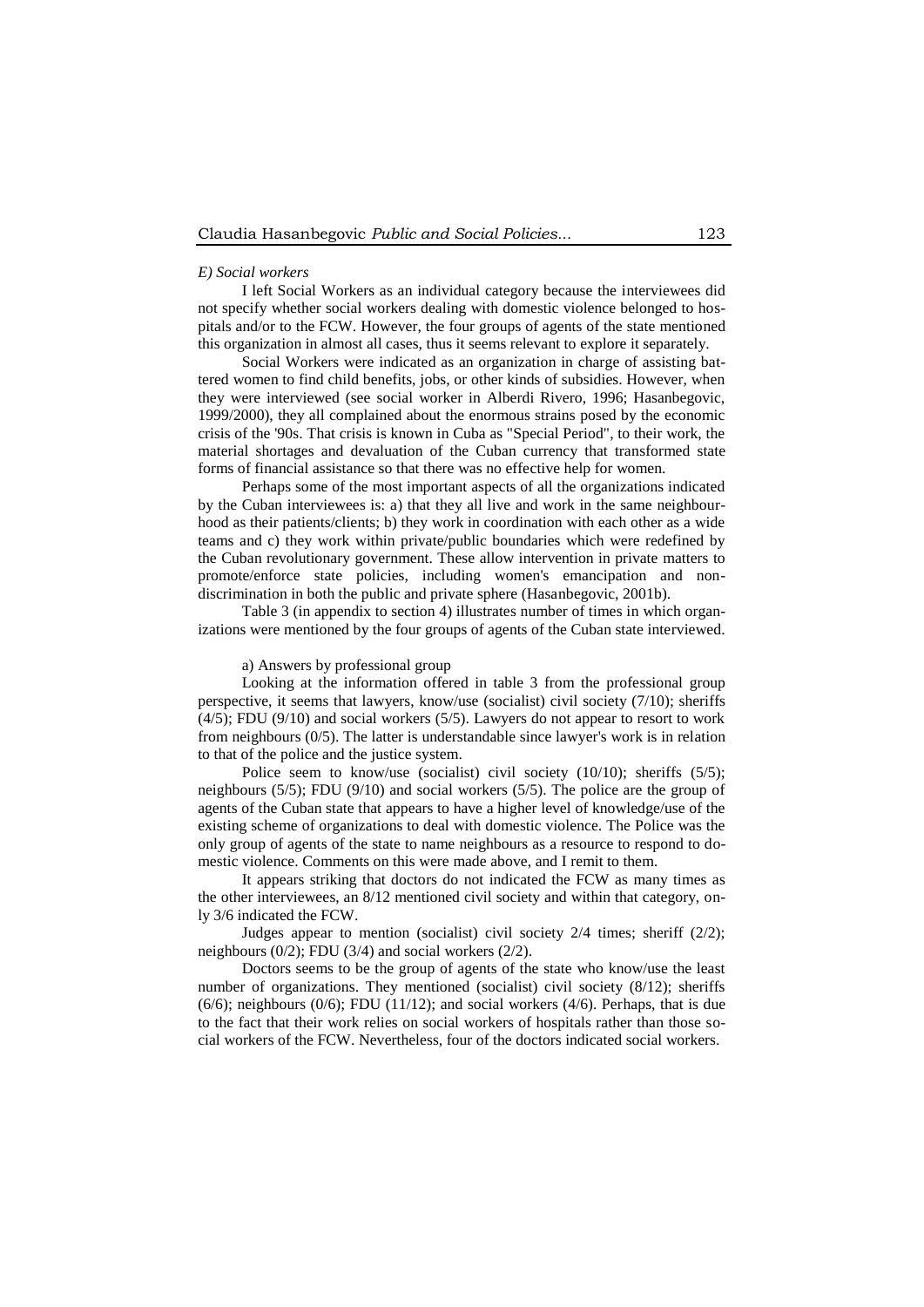*E) Social workers*

I left Social Workers as an individual category because the interviewees did not specify whether social workers dealing with domestic violence belonged to hospitals and/or to the FCW. However, the four groups of agents of the state mentioned this organization in almost all cases, thus it seems relevant to explore it separately.

Social Workers were indicated as an organization in charge of assisting battered women to find child benefits, jobs, or other kinds of subsidies. However, when they were interviewed (see social worker in Alberdi Rivero, 1996; Hasanbegovic, 1999/2000), they all complained about the enormous strains posed by the economic crisis of the '90s. That crisis is known in Cuba as "Special Period", to their work, the material shortages and devaluation of the Cuban currency that transformed state forms of financial assistance so that there was no effective help for women.

Perhaps some of the most important aspects of all the organizations indicated by the Cuban interviewees is: a) that they all live and work in the same neighbourhood as their patients/clients; b) they work in coordination with each other as a wide teams and c) they work within private/public boundaries which were redefined by the Cuban revolutionary government. These allow intervention in private matters to promote/enforce state policies, including women's emancipation and non-discrimination in both the public and private sphere (Hasanbegovic, 2001b).

Table 3 (in appendix to section 4) illustrates number of times in which organizations were mentioned by the four groups of agents of the Cuban state interviewed.

a) Answers by professional group

Looking at the information offered in table 3 from the professional group perspective, it seems that lawyers, know/use (socialist) civil society (7/10); sheriffs (4/5); FDU (9/10) and social workers (5/5). Lawyers do not appear to resort to work from neighbours (0/5). The latter is understandable since lawyer's work is in relation to that of the police and the justice system.

Police seem to know/use (socialist) civil society (10/10); sheriffs (5/5); neighbours (5/5); FDU (9/10) and social workers (5/5). The police are the group of agents of the Cuban state that appears to have a higher level of knowledge/use of the existing scheme of organizations to deal with domestic violence. The Police was the only group of agents of the state to name neighbours as a resource to respond to domestic violence. Comments on this were made above, and I remit to them.

It appears striking that doctors do not indicated the FCW as many times as the other interviewees, an 8/12 mentioned civil society and within that category, only 3/6 indicated the FCW.

Judges appear to mention (socialist) civil society 2/4 times; sheriff (2/2); neighbours (0/2); FDU (3/4) and social workers (2/2).

Doctors seems to be the group of agents of the state who know/use the least number of organizations. They mentioned (socialist) civil society (8/12); sheriffs (6/6); neighbours (0/6); FDU (11/12); and social workers (4/6). Perhaps, that is due to the fact that their work relies on social workers of hospitals rather than those social workers of the FCW. Nevertheless, four of the doctors indicated social workers.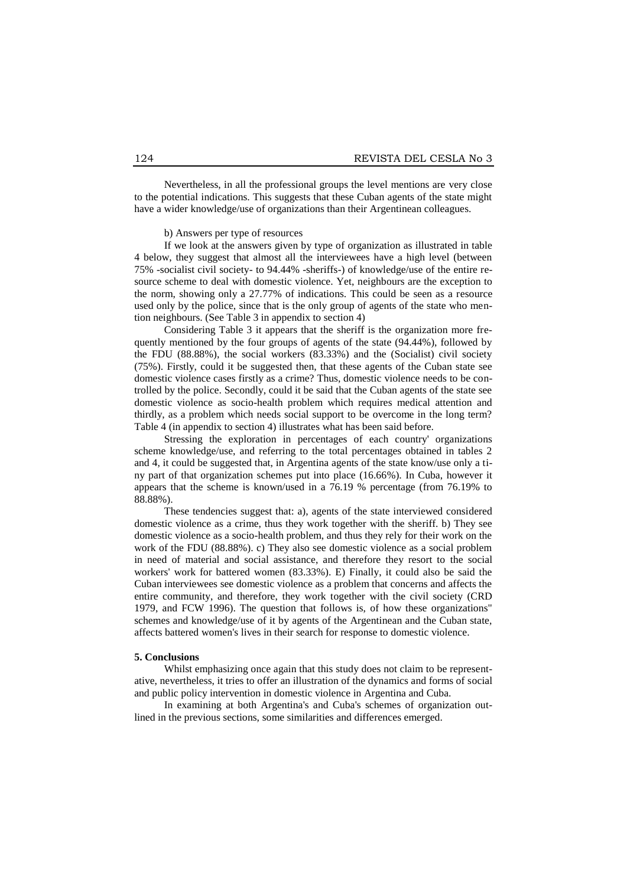Nevertheless, in all the professional groups the level mentions are very close to the potential indications. This suggests that these Cuban agents of the state might have a wider knowledge/use of organizations than their Argentinean colleagues.

b) Answers per type of resources

If we look at the answers given by type of organization as illustrated in table 4 below, they suggest that almost all the interviewees have a high level (between 75% -socialist civil society- to 94.44% -sheriffs-) of knowledge/use of the entire resource scheme to deal with domestic violence. Yet, neighbours are the exception to the norm, showing only a 27.77% of indications. This could be seen as a resource used only by the police, since that is the only group of agents of the state who mention neighbours. (See Table 3 in appendix to section 4)

Considering Table 3 it appears that the sheriff is the organization more frequently mentioned by the four groups of agents of the state (94.44%), followed by the FDU (88.88%), the social workers (83.33%) and the (Socialist) civil society (75%). Firstly, could it be suggested then, that these agents of the Cuban state see domestic violence cases firstly as a crime? Thus, domestic violence needs to be controlled by the police. Secondly, could it be said that the Cuban agents of the state see domestic violence as socio-health problem which requires medical attention and thirdly, as a problem which needs social support to be overcome in the long term? Table 4 (in appendix to section 4) illustrates what has been said before.

Stressing the exploration in percentages of each country' organizations scheme knowledge/use, and referring to the total percentages obtained in tables 2 and 4, it could be suggested that, in Argentina agents of the state know/use only a tiny part of that organization schemes put into place (16.66%). In Cuba, however it appears that the scheme is known/used in a 76.19 % percentage (from 76.19% to 88.88%).

These tendencies suggest that: a), agents of the state interviewed considered domestic violence as a crime, thus they work together with the sheriff. b) They see domestic violence as a socio-health problem, and thus they rely for their work on the work of the FDU (88.88%). c) They also see domestic violence as a social problem in need of material and social assistance, and therefore they resort to the social workers' work for battered women (83.33%). E) Finally, it could also be said the Cuban interviewees see domestic violence as a problem that concerns and affects the entire community, and therefore, they work together with the civil society (CRD 1979, and FCW 1996). The question that follows is, of how these organizations" schemes and knowledge/use of it by agents of the Argentinean and the Cuban state, affects battered women's lives in their search for response to domestic violence.

## 5. Conclusions

Whilst emphasizing once again that this study does not claim to be representative, nevertheless, it tries to offer an illustration of the dynamics and forms of social and public policy intervention in domestic violence in Argentina and Cuba.

In examining at both Argentina's and Cuba's schemes of organization outlined in the previous sections, some similarities and differences emerged.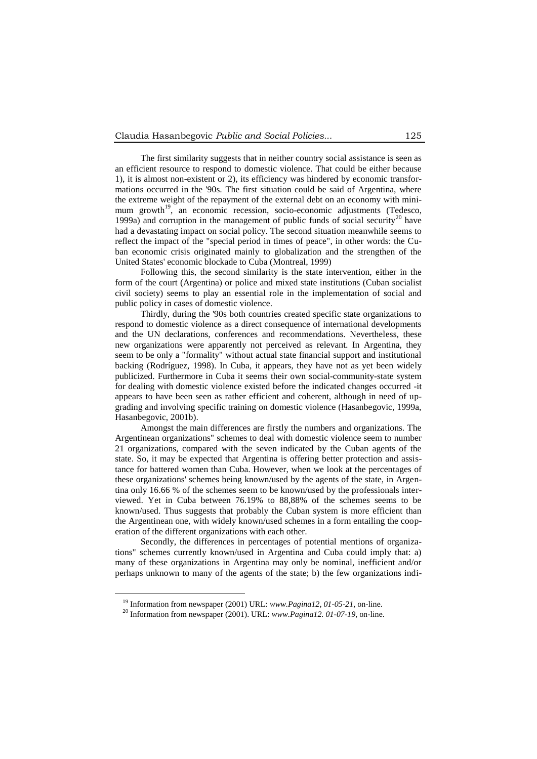The first similarity suggests that in neither country social assistance is seen as an efficient resource to respond to domestic violence. That could be either because 1), it is almost non-existent or 2), its efficiency was hindered by economic transformations occurred in the '90s. The first situation could be said of Argentina, where the extreme weight of the repayment of the external debt on an economy with minimum growth[19], an economic recession, socio-economic adjustments (Tedesco, 1999a) and corruption in the management of public funds of social security[20] have had a devastating impact on social policy. The second situation meanwhile seems to reflect the impact of the "special period in times of peace", in other words: the Cuban economic crisis originated mainly to globalization and the strengthen of the United States' economic blockade to Cuba (Montreal, 1999)

Following this, the second similarity is the state intervention, either in the form of the court (Argentina) or police and mixed state institutions (Cuban socialist civil society) seems to play an essential role in the implementation of social and public policy in cases of domestic violence.

Thirdly, during the '90s both countries created specific state organizations to respond to domestic violence as a direct consequence of international developments and the UN declarations, conferences and recommendations. Nevertheless, these new organizations were apparently not perceived as relevant. In Argentina, they seem to be only a "formality" without actual state financial support and institutional backing (Rodríguez, 1998). In Cuba, it appears, they have not as yet been widely publicized. Furthermore in Cuba it seems their own social-community-state system for dealing with domestic violence existed before the indicated changes occurred -it appears to have been seen as rather efficient and coherent, although in need of upgrading and involving specific training on domestic violence (Hasanbegovic, 1999a, Hasanbegovic, 2001b).

Amongst the main differences are firstly the numbers and organizations. The Argentinean organizations" schemes to deal with domestic violence seem to number 21 organizations, compared with the seven indicated by the Cuban agents of the state. So, it may be expected that Argentina is offering better protection and assistance for battered women than Cuba. However, when we look at the percentages of these organizations' schemes being known/used by the agents of the state, in Argentina only 16.66 % of the schemes seem to be known/used by the professionals interviewed. Yet in Cuba between 76.19% to 88,88% of the schemes seems to be known/used. Thus suggests that probably the Cuban system is more efficient than the Argentinean one, with widely known/used schemes in a form entailing the cooperation of the different organizations with each other.

Secondly, the differences in percentages of potential mentions of organizations" schemes currently known/used in Argentina and Cuba could imply that: a) many of these organizations in Argentina may only be nominal, inefficient and/or perhaps unknown to many of the agents of the state; b) the few organizations indi-

[19] Information from newspaper (2001) URL: *www.Pagina12, 01-05-21*, on-line.

[20] Information from newspaper (2001). URL: *www.Pagina12. 01-07-19*, on-line.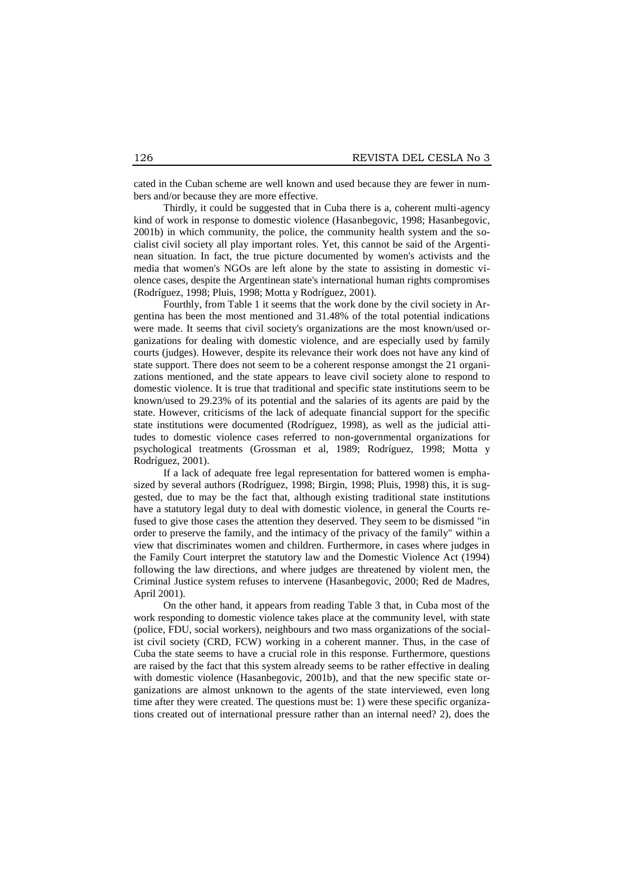cated in the Cuban scheme are well known and used because they are fewer in numbers and/or because they are more effective.

Thirdly, it could be suggested that in Cuba there is a, coherent multi-agency kind of work in response to domestic violence (Hasanbegovic, 1998; Hasanbegovic, 2001b) in which community, the police, the community health system and the socialist civil society all play important roles. Yet, this cannot be said of the Argentinean situation. In fact, the true picture documented by women's activists and the media that women's NGOs are left alone by the state to assisting in domestic violence cases, despite the Argentinean state's international human rights compromises (Rodríguez, 1998; Pluis, 1998; Motta y Rodríguez, 2001).

Fourthly, from Table 1 it seems that the work done by the civil society in Argentina has been the most mentioned and 31.48% of the total potential indications were made. It seems that civil society's organizations are the most known/used organizations for dealing with domestic violence, and are especially used by family courts (judges). However, despite its relevance their work does not have any kind of state support. There does not seem to be a coherent response amongst the 21 organizations mentioned, and the state appears to leave civil society alone to respond to domestic violence. It is true that traditional and specific state institutions seem to be known/used to 29.23% of its potential and the salaries of its agents are paid by the state. However, criticisms of the lack of adequate financial support for the specific state institutions were documented (Rodríguez, 1998), as well as the judicial attitudes to domestic violence cases referred to non-governmental organizations for psychological treatments (Grossman et al, 1989; Rodríguez, 1998; Motta y Rodríguez, 2001).

If a lack of adequate free legal representation for battered women is emphasized by several authors (Rodríguez, 1998; Birgin, 1998; Pluis, 1998) this, it is suggested, due to may be the fact that, although existing traditional state institutions have a statutory legal duty to deal with domestic violence, in general the Courts refused to give those cases the attention they deserved. They seem to be dismissed "in order to preserve the family, and the intimacy of the privacy of the family" within a view that discriminates women and children. Furthermore, in cases where judges in the Family Court interpret the statutory law and the Domestic Violence Act (1994) following the law directions, and where judges are threatened by violent men, the Criminal Justice system refuses to intervene (Hasanbegovic, 2000; Red de Madres, April 2001).

On the other hand, it appears from reading Table 3 that, in Cuba most of the work responding to domestic violence takes place at the community level, with state (police, FDU, social workers), neighbours and two mass organizations of the socialist civil society (CRD, FCW) working in a coherent manner. Thus, in the case of Cuba the state seems to have a crucial role in this response. Furthermore, questions are raised by the fact that this system already seems to be rather effective in dealing with domestic violence (Hasanbegovic, 2001b), and that the new specific state organizations are almost unknown to the agents of the state interviewed, even long time after they were created. The questions must be: 1) were these specific organizations created out of international pressure rather than an internal need? 2), does the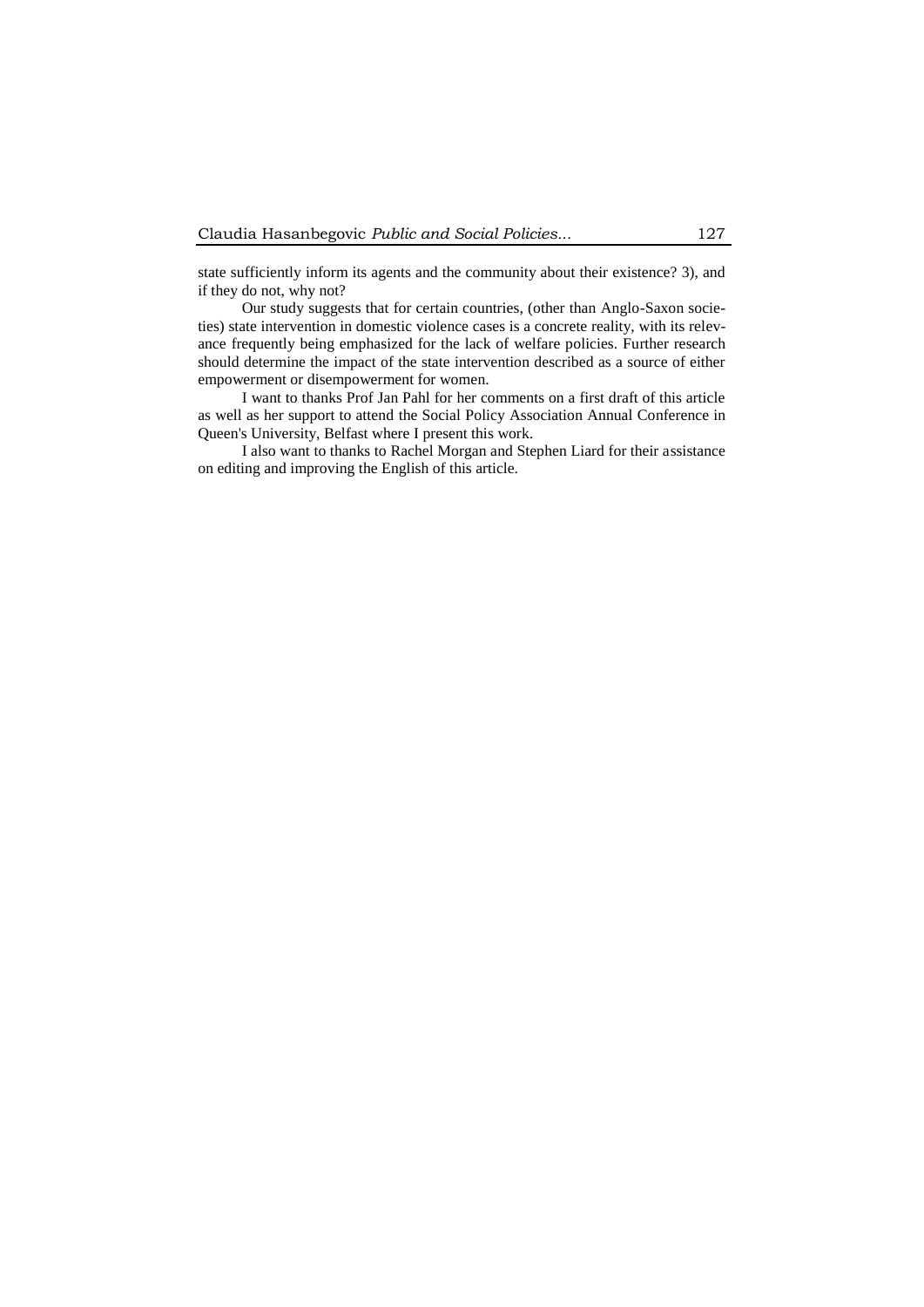state sufficiently inform its agents and the community about their existence? 3), and if they do not, why not?

Our study suggests that for certain countries, (other than Anglo-Saxon societies) state intervention in domestic violence cases is a concrete reality, with its relevance frequently being emphasized for the lack of welfare policies. Further research should determine the impact of the state intervention described as a source of either empowerment or disempowerment for women.

I want to thanks Prof Jan Pahl for her comments on a first draft of this article as well as her support to attend the Social Policy Association Annual Conference in Queen's University, Belfast where I present this work.

I also want to thanks to Rachel Morgan and Stephen Liard for their assistance on editing and improving the English of this article.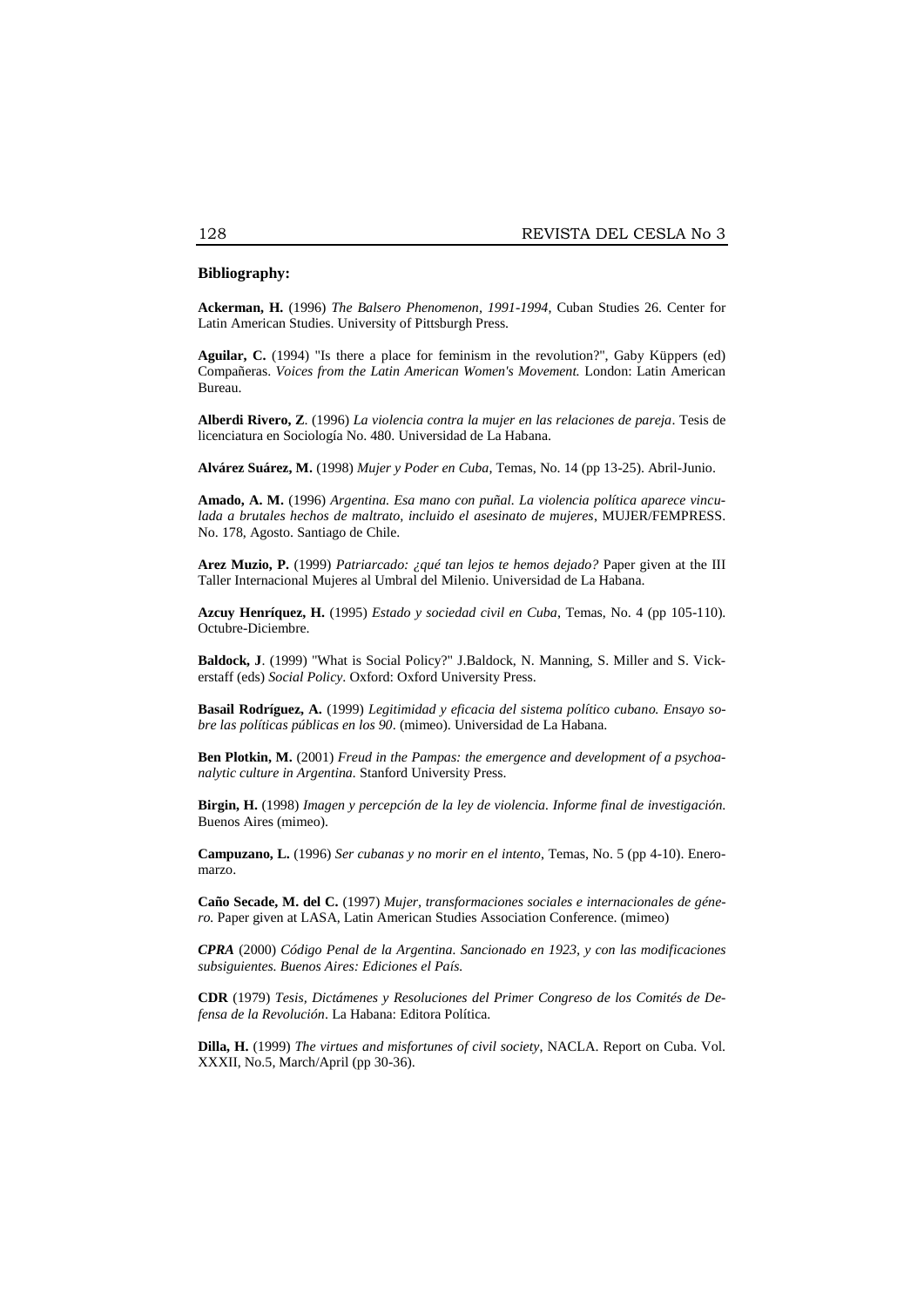**Bibliography:**

**Ackerman, H.** (1996) *The Balsero Phenomenon, 1991-1994*, Cuban Studies 26. Center for Latin American Studies. University of Pittsburgh Press.

**Aguilar, C.** (1994) "Is there a place for feminism in the revolution?", Gaby Küppers (ed) Compañeras. *Voices from the Latin American Women's Movement.* London: Latin American Bureau.

**Alberdi Rivero, Z**. (1996) *La violencia contra la mujer en las relaciones de pareja*. Tesis de licenciatura en Sociología No. 480. Universidad de La Habana.

**Alvárez Suárez, M.** (1998) *Mujer y Poder en Cuba*, Temas, No. 14 (pp 13-25). Abril-Junio.

**Amado, A. M.** (1996) *Argentina. Esa mano con puñal. La violencia política aparece vinculada a brutales hechos de maltrato, incluido el asesinato de mujeres*, MUJER/FEMPRESS. No. 178, Agosto. Santiago de Chile.

**Arez Muzio, P.** (1999) *Patriarcado: ¿qué tan lejos te hemos dejado?* Paper given at the III Taller Internacional Mujeres al Umbral del Milenio. Universidad de La Habana.

**Azcuy Henríquez, H.** (1995) *Estado y sociedad civil en Cuba*, Temas, No. 4 (pp 105-110). Octubre-Diciembre.

**Baldock, J**. (1999) "What is Social Policy?" J.Baldock, N. Manning, S. Miller and S. Vickerstaff (eds) *Social Policy*. Oxford: Oxford University Press.

**Basail Rodríguez, A.** (1999) *Legitimidad y eficacia del sistema político cubano. Ensayo sobre las políticas públicas en los 90*. (mimeo). Universidad de La Habana.

**Ben Plotkin, M.** (2001) *Freud in the Pampas: the emergence and development of a psychoanalytic culture in Argentina.* Stanford University Press.

**Birgin, H.** (1998) *Imagen y percepción de la ley de violencia. Informe final de investigación.* Buenos Aires (mimeo).

**Campuzano, L.** (1996) *Ser cubanas y no morir en el intento*, Temas, No. 5 (pp 4-10). Enero-marzo.

**Caño Secade, M. del C.** (1997) *Mujer, transformaciones sociales e internacionales de género.* Paper given at LASA, Latin American Studies Association Conference. (mimeo)

***CPRA*** (2000) *Código Penal de la Argentina. Sancionado en 1923, y con las modificaciones subsiguientes. Buenos Aires: Ediciones el País.*

**CDR** (1979) *Tesis, Dictámenes y Resoluciones del Primer Congreso de los Comités de Defensa de la Revolución*. La Habana: Editora Política.

**Dilla, H.** (1999) *The virtues and misfortunes of civil society*, NACLA. Report on Cuba. Vol. XXXII, No.5, March/April (pp 30-36).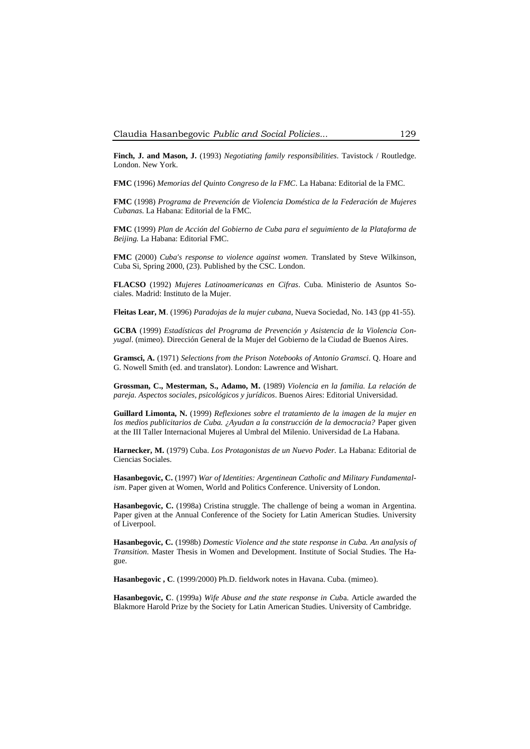**Finch, J. and Mason, J.** (1993) *Negotiating family responsibilities*. Tavistock / Routledge. London. New York.

**FMC** (1996) *Memorias del Quinto Congreso de la FMC*. La Habana: Editorial de la FMC.

**FMC** (1998) *Programa de Prevención de Violencia Doméstica de la Federación de Mujeres Cubanas*. La Habana: Editorial de la FMC.

**FMC** (1999) *Plan de Acción del Gobierno de Cuba para el seguimiento de la Plataforma de Beijing.* La Habana: Editorial FMC.

**FMC** (2000) *Cuba's response to violence against women.* Translated by Steve Wilkinson, Cuba Si, Spring 2000, (23). Published by the CSC. London.

**FLACSO** (1992) *Mujeres Latinoamericanas en Cifras*. Cuba. Ministerio de Asuntos Sociales. Madrid: Instituto de la Mujer.

**Fleitas Lear, M**. (1996) *Paradojas de la mujer cubana,* Nueva Sociedad, No. 143 (pp 41-55).

**GCBA** (1999) *Estadísticas del Programa de Prevención y Asistencia de la Violencia Conyugal*. (mimeo). Dirección General de la Mujer del Gobierno de la Ciudad de Buenos Aires.

**Gramsci, A.** (1971) *Selections from the Prison Notebooks of Antonio Gramsci*. Q. Hoare and G. Nowell Smith (ed. and translator). London: Lawrence and Wishart.

**Grossman, C., Mesterman, S., Adamo, M.** (1989) *Violencia en la familia. La relación de pareja. Aspectos sociales, psicológicos y jurídicos*. Buenos Aires: Editorial Universidad.

**Guillard Limonta, N.** (1999) *Reflexiones sobre el tratamiento de la imagen de la mujer en los medios publicitarios de Cuba. ¿Ayudan a la construcción de la democracia?* Paper given at the III Taller Internacional Mujeres al Umbral del Milenio. Universidad de La Habana.

**Harnecker, M.** (1979) Cuba. *Los Protagonistas de un Nuevo Poder.* La Habana: Editorial de Ciencias Sociales.

**Hasanbegovic, C.** (1997) *War of Identities: Argentinean Catholic and Military Fundamentalism*. Paper given at Women, World and Politics Conference. University of London.

**Hasanbegovic, C.** (1998a) Cristina struggle. The challenge of being a woman in Argentina. Paper given at the Annual Conference of the Society for Latin American Studies. University of Liverpool.

**Hasanbegovic, C.** (1998b) *Domestic Violence and the state response in Cuba. An analysis of Transition*. Master Thesis in Women and Development. Institute of Social Studies. The Hague.

**Hasanbegovic , C**. (1999/2000) Ph.D. fieldwork notes in Havana. Cuba. (mimeo).

**Hasanbegovic, C**. (1999a) *Wife Abuse and the state response in Cub*a. Article awarded the Blakmore Harold Prize by the Society for Latin American Studies. University of Cambridge.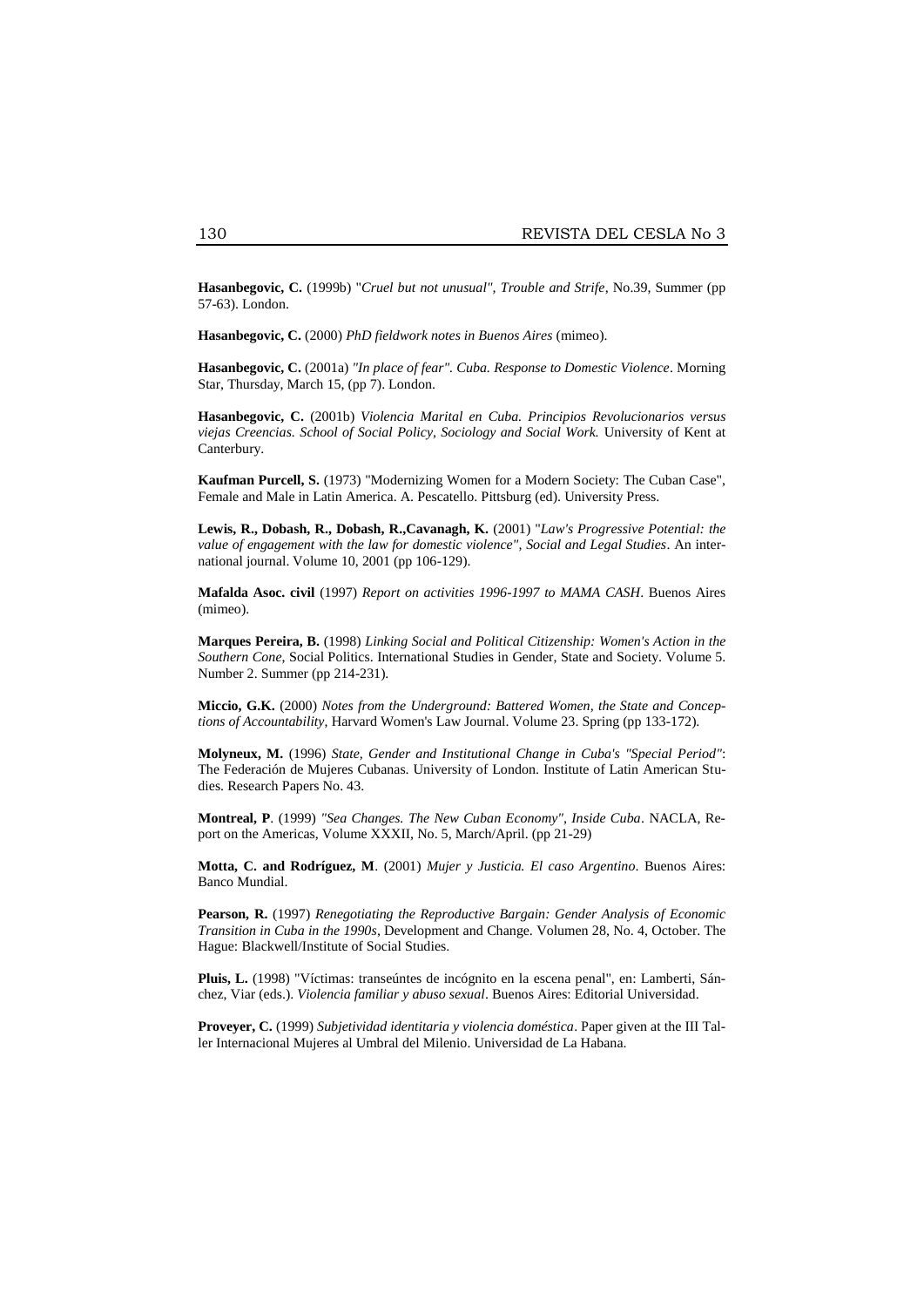**Hasanbegovic, C.** (1999b) "*Cruel but not unusual", Trouble and Strife*, No.39, Summer (pp 57-63). London.

**Hasanbegovic, C.** (2000) *PhD fieldwork notes in Buenos Aires* (mimeo).

**Hasanbegovic, C.** (2001a) *"In place of fear". Cuba. Response to Domestic Violence*. Morning Star, Thursday, March 15, (pp 7). London.

**Hasanbegovic, C.** (2001b) *Violencia Marital en Cuba. Principios Revolucionarios versus viejas Creencias. School of Social Policy, Sociology and Social Work.* University of Kent at Canterbury.

**Kaufman Purcell, S.** (1973) "Modernizing Women for a Modern Society: The Cuban Case", Female and Male in Latin America. A. Pescatello. Pittsburg (ed). University Press.

**Lewis, R., Dobash, R., Dobash, R.,Cavanagh, K.** (2001) "*Law's Progressive Potential: the value of engagement with the law for domestic violence", Social and Legal Studies*. An international journal. Volume 10, 2001 (pp 106-129).

**Mafalda Asoc. civil** (1997) *Report on activities 1996-1997 to MAMA CASH*. Buenos Aires (mimeo).

**Marques Pereira, B.** (1998) *Linking Social and Political Citizenship: Women's Action in the Southern Cone*, Social Politics. International Studies in Gender, State and Society. Volume 5. Number 2. Summer (pp 214-231).

**Miccio, G.K.** (2000) *Notes from the Underground: Battered Women, the State and Conceptions of Accountability*, Harvard Women's Law Journal. Volume 23. Spring (pp 133-172).

**Molyneux, M.** (1996) *State, Gender and Institutional Change in Cuba's "Special Period"*: The Federación de Mujeres Cubanas. University of London. Institute of Latin American Studies. Research Papers No. 43.

**Montreal, P**. (1999) *"Sea Changes. The New Cuban Economy", Inside Cuba*. NACLA, Report on the Americas, Volume XXXII, No. 5, March/April. (pp 21-29)

**Motta, C. and Rodríguez, M**. (2001) *Mujer y Justicia. El caso Argentino*. Buenos Aires: Banco Mundial.

**Pearson, R.** (1997) *Renegotiating the Reproductive Bargain: Gender Analysis of Economic Transition in Cuba in the 1990s*, Development and Change. Volumen 28, No. 4, October. The Hague: Blackwell/Institute of Social Studies.

**Pluis, L.** (1998) "Víctimas: transeúntes de incógnito en la escena penal", en: Lamberti, Sánchez, Viar (eds.). *Violencia familiar y abuso sexual*. Buenos Aires: Editorial Universidad.

**Proveyer, C.** (1999) *Subjetividad identitaria y violencia doméstica*. Paper given at the III Taller Internacional Mujeres al Umbral del Milenio. Universidad de La Habana.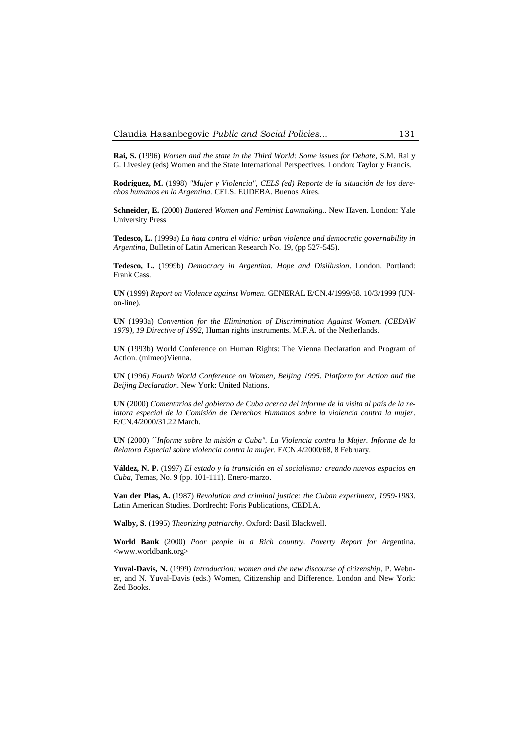**Rai, S.** (1996) *Women and the state in the Third World: Some issues for Debate*, S.M. Rai y G. Livesley (eds) Women and the State International Perspectives. London: Taylor y Francis.

**Rodríguez, M.** (1998) *"Mujer y Violencia", CELS (ed) Reporte de la situación de los derechos humanos en la Argentina.* CELS. EUDEBA. Buenos Aires.

**Schneider, E.** (2000) *Battered Women and Feminist Lawmaking*.. New Haven. London: Yale University Press

**Tedesco, L.** (1999a) *La ñata contra el vidrio: urban violence and democratic governability in Argentina*, Bulletin of Latin American Research No. 19, (pp 527-545).

**Tedesco, L.** (1999b) *Democracy in Argentina. Hope and Disillusion*. London. Portland: Frank Cass.

**UN** (1999) *Report on Violence against Women*. GENERAL E/CN.4/1999/68. 10/3/1999 (UN-on-line).

**UN** (1993a) *Convention for the Elimination of Discrimination Against Women. (CEDAW 1979), 19 Directive of 1992*, Human rights instruments. M.F.A. of the Netherlands.

**UN** (1993b) World Conference on Human Rights: The Vienna Declaration and Program of Action. (mimeo)Vienna.

**UN** (1996) *Fourth World Conference on Women, Beijing 1995. Platform for Action and the Beijing Declaration*. New York: United Nations.

**UN** (2000) *Comentarios del gobierno de Cuba acerca del informe de la visita al país de la relatora especial de la Comisión de Derechos Humanos sobre la violencia contra la mujer*. E/CN.4/2000/31.22 March.

**UN** (2000) *´´Informe sobre la misión a Cuba". La Violencia contra la Mujer. Informe de la Relatora Especial sobre violencia contra la mujer*. E/CN.4/2000/68, 8 February.

**Váldez, N. P.** (1997) *El estado y la transición en el socialismo: creando nuevos espacios en Cuba*, Temas, No. 9 (pp. 101-111). Enero-marzo.

**Van der Plas, A.** (1987) *Revolution and criminal justice: the Cuban experiment, 1959-1983.* Latin American Studies. Dordrecht: Foris Publications, CEDLA.

**Walby, S**. (1995) *Theorizing patriarchy*. Oxford: Basil Blackwell.

**World Bank** (2000) *Poor people in a Rich country. Poverty Report for Ar*gentina. <www.worldbank.org>

**Yuval-Davis, N.** (1999) *Introduction: women and the new discourse of citizenship*, P. Webner, and N. Yuval-Davis (eds.) Women, Citizenship and Difference. London and New York: Zed Books.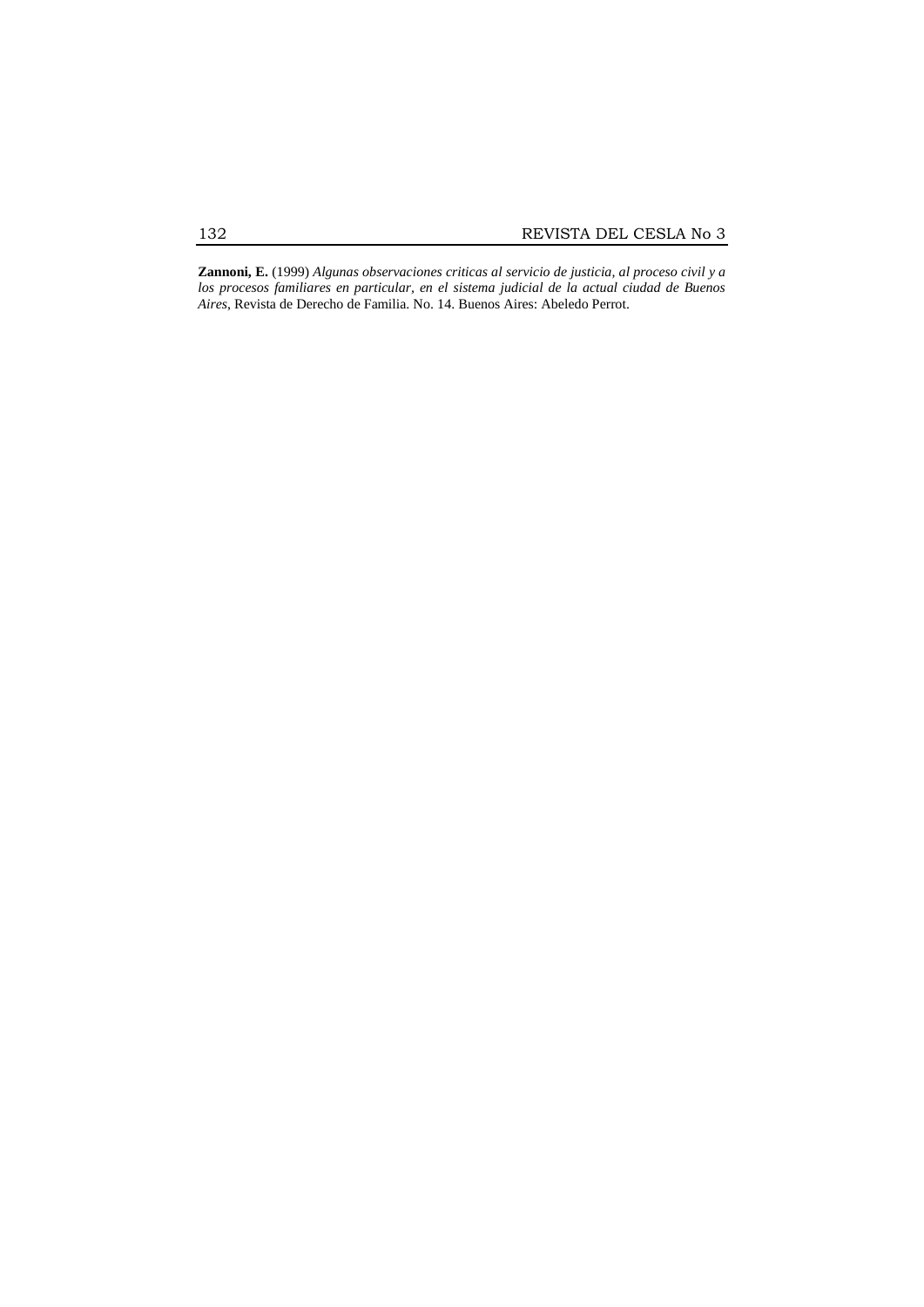**Zannoni, E.** (1999) *Algunas observaciones criticas al servicio de justicia, al proceso civil y a los procesos familiares en particular, en el sistema judicial de la actual ciudad de Buenos Aires*, Revista de Derecho de Familia. No. 14. Buenos Aires: Abeledo Perrot.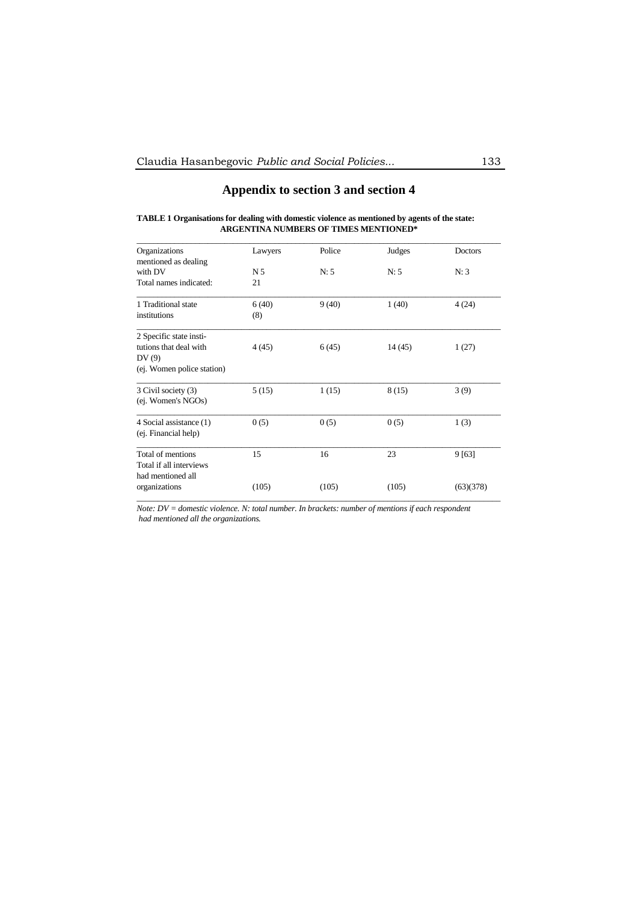# Appendix to section 3 and section 4

**TABLE 1 Organisations for dealing with domestic violence as mentioned by agents of the state: ARGENTINA NUMBERS OF TIMES MENTIONED***

| Organizations mentioned as dealing with DV<br>Total names indicated: | Lawyers<br>N 5<br>21 | Police<br>N: 5 | Judges<br>N: 5 | Doctors<br>N: 3 |
|---|---|---|---|---|
| 1 Traditional state institutions | 6 (40)<br>(8) | 9 (40) | 1 (40) | 4 (24) |
| 2 Specific state institutions that deal with DV (9)<br>(ej. Women police station) | 4 (45) | 6 (45) | 14 (45) | 1 (27) |
| 3 Civil society (3)<br>(ej. Women's NGOs) | 5 (15) | 1 (15) | 8 (15) | 3 (9) |
| 4 Social assistance (1)<br>(ej. Financial help) | 0 (5) | 0 (5) | 0 (5) | 1 (3) |
| Total of mentions<br>Total if all interviews had mentioned all organizations | 15<br>(105) | 16<br>(105) | 23<br>(105) | 9 [63]<br>(63)(378) |

*Note: DV = domestic violence. N: total number. In brackets: number of mentions if each respondent had mentioned all the organizations.*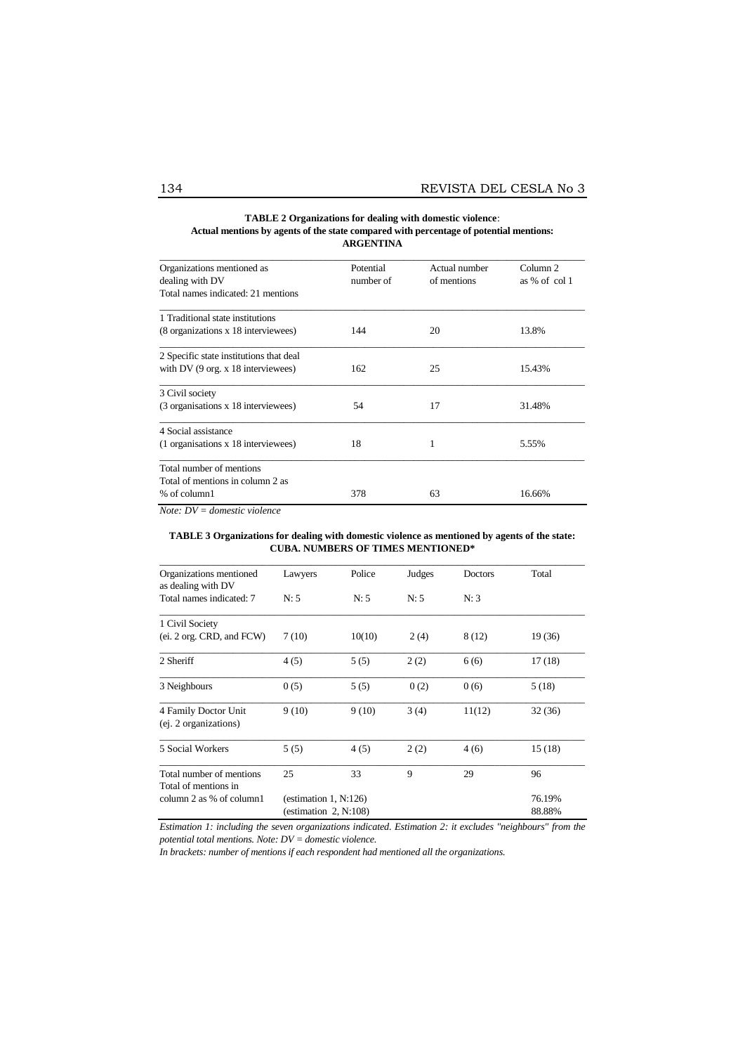**TABLE 2 Organizations for dealing with domestic violence**: **Actual mentions by agents of the state compared with percentage of potential mentions: ARGENTINA**

| Organizations mentioned as dealing with DV Total names indicated: 21 mentions | Potential number of | Actual number of mentions | Column 2 as % of col 1 |
|---|---|---|---|
| 1 Traditional state institutions (8 organizations x 18 interviewees) | 144 | 20 | 13.8% |
| 2 Specific state institutions that deal with DV (9 org. x 18 interviewees) | 162 | 25 | 15.43% |
| 3 Civil society (3 organisations x 18 interviewees) | 54 | 17 | 31.48% |
| 4 Social assistance (1 organisations x 18 interviewees) | 18 | 1 | 5.55% |
| Total number of mentions Total of mentions in column 2 as % of column1 | 378 | 63 | 16.66% |

*Note: DV = domestic violence*

**TABLE 3 Organizations for dealing with domestic violence as mentioned by agents of the state: CUBA. NUMBERS OF TIMES MENTIONED***

| Organizations mentioned as dealing with DV Total names indicated: 7 | Lawyers N: 5 | Police N: 5 | Judges N: 5 | Doctors N: 3 | Total |
|---|---|---|---|---|---|
| 1 Civil Society (ei. 2 org. CRD, and FCW) | 7 (10) | 10(10) | 2 (4) | 8 (12) | 19 (36) |
| 2 Sheriff | 4 (5) | 5 (5) | 2 (2) | 6 (6) | 17 (18) |
| 3 Neighbours | 0 (5) | 5 (5) | 0 (2) | 0 (6) | 5 (18) |
| 4 Family Doctor Unit (ej. 2 organizations) | 9 (10) | 9 (10) | 3 (4) | 11(12) | 32 (36) |
| 5 Social Workers | 5 (5) | 4 (5) | 2 (2) | 4 (6) | 15 (18) |
| Total number of mentions | 25 | 33 | 9 | 29 | 96 |
| Total of mentions in column 2 as % of column1 | (estimation 1, N:126) (estimation 2, N:108) | | | | 76.19% 88.88% |

*Estimation 1: including the seven organizations indicated. Estimation 2: it excludes "neighbours" from the potential total mentions. Note: DV = domestic violence.*

*In brackets: number of mentions if each respondent had mentioned all the organizations.*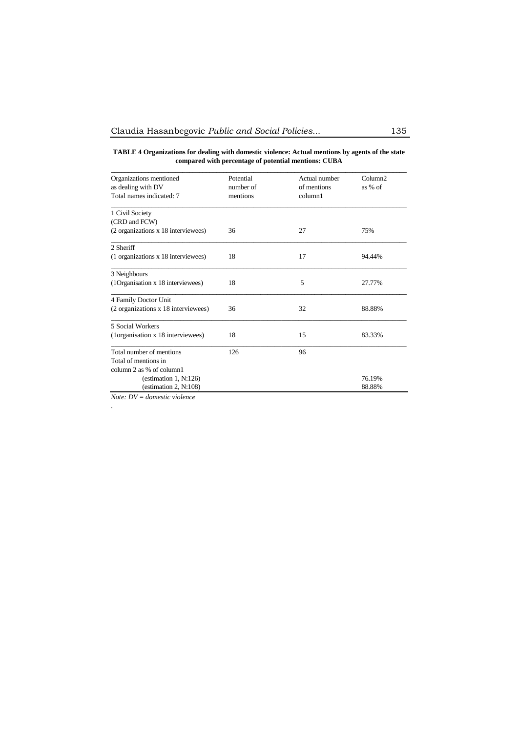**TABLE 4 Organizations for dealing with domestic violence: Actual mentions by agents of the state compared with percentage of potential mentions: CUBA**

| Organizations mentioned as dealing with DV Total names indicated: 7 | Potential number of mentions | Actual number of mentions column1 | Column2 as % of |
|---|---|---|---|
| 1 Civil Society (CRD and FCW) (2 organizations x 18 interviewees) | 36 | 27 | 75% |
| 2 Sheriff (1 organizations x 18 interviewees) | 18 | 17 | 94.44% |
| 3 Neighbours (1Organisation x 18 interviewees) | 18 | 5 | 27.77% |
| 4 Family Doctor Unit (2 organizations x 18 interviewees) | 36 | 32 | 88.88% |
| 5 Social Workers (1organisation x 18 interviewees) | 18 | 15 | 83.33% |
| Total number of mentions | 126 | 96 | |
| Total of mentions in column 2 as % of column1 | | | |
| (estimation 1, N:126) | | | 76.19% |
| (estimation 2, N:108) | | | 88.88% |

*Note: DV = domestic violence*

.